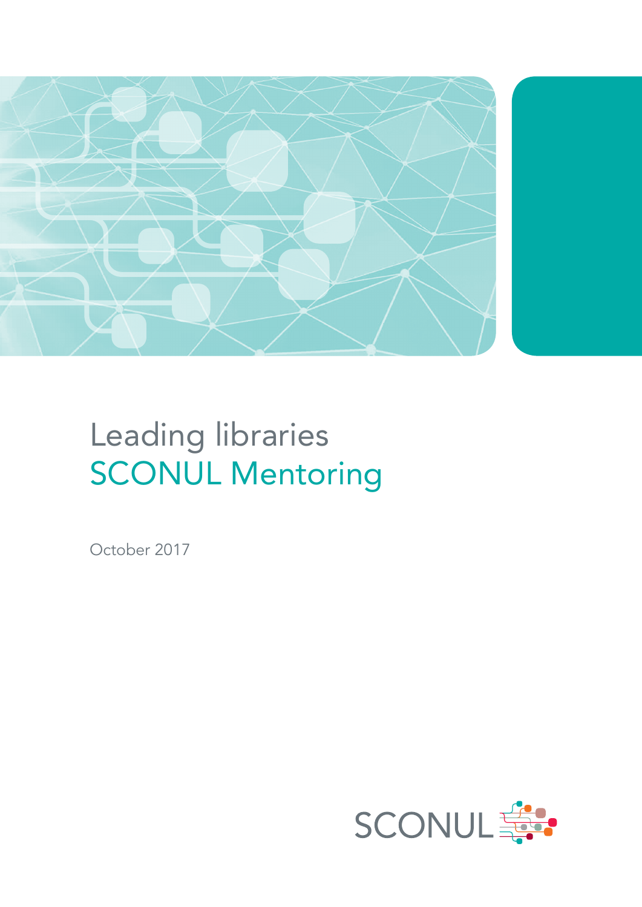# Leading libraries
# SCONUL Mentoring

October 2017

SCONUL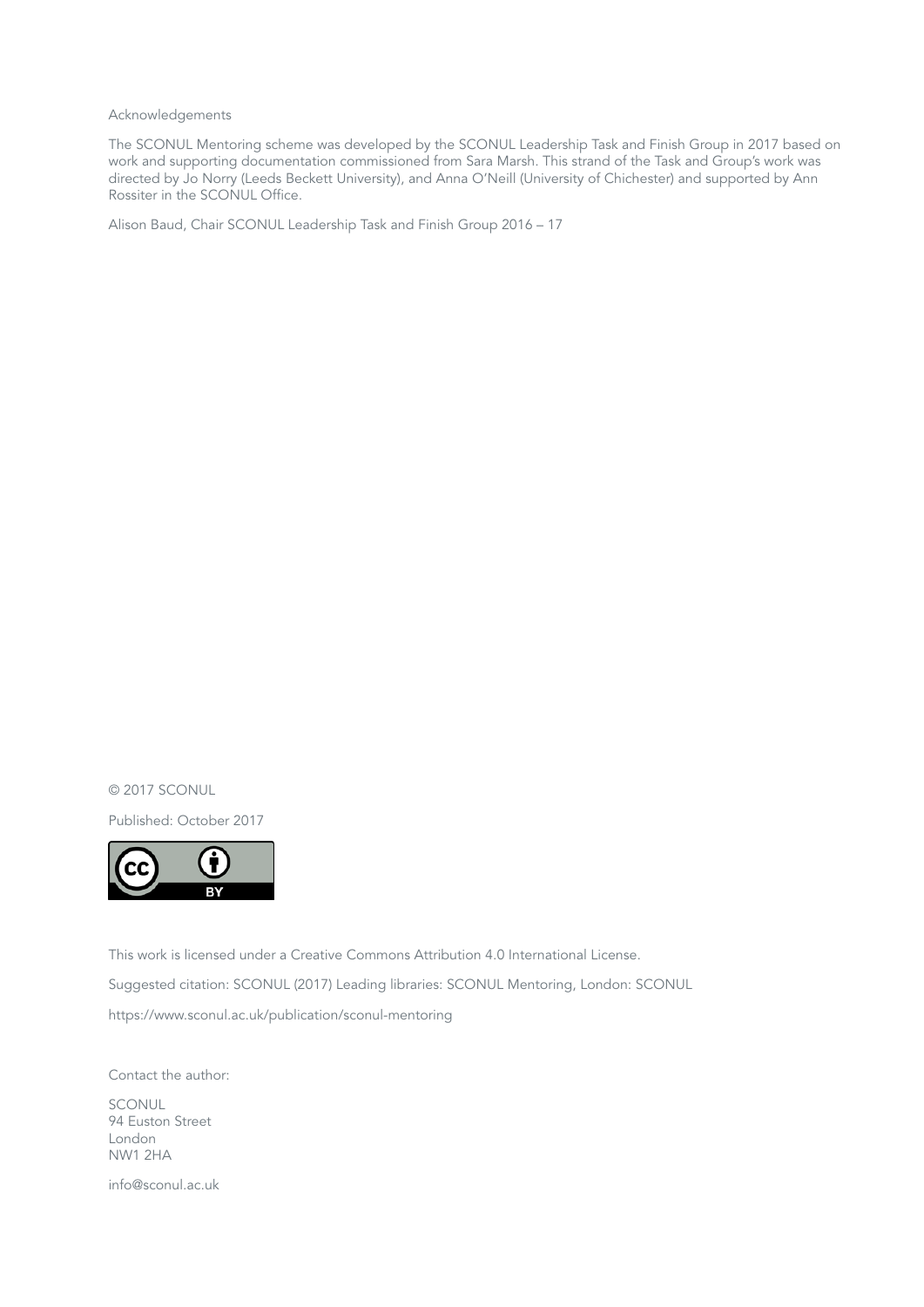Acknowledgements

The SCONUL Mentoring scheme was developed by the SCONUL Leadership Task and Finish Group in 2017 based on work and supporting documentation commissioned from Sara Marsh. This strand of the Task and Group's work was directed by Jo Norry (Leeds Beckett University), and Anna O'Neill (University of Chichester) and supported by Ann Rossiter in the SCONUL Office.

Alison Baud, Chair SCONUL Leadership Task and Finish Group 2016 – 17

© 2017 SCONUL

Published: October 2017

This work is licensed under a Creative Commons Attribution 4.0 International License.

Suggested citation: SCONUL (2017) Leading libraries: SCONUL Mentoring, London: SCONUL

https://www.sconul.ac.uk/publication/sconul-mentoring

Contact the author:

SCONUL  
94 Euston Street  
London  
NW1 2HA

info@sconul.ac.uk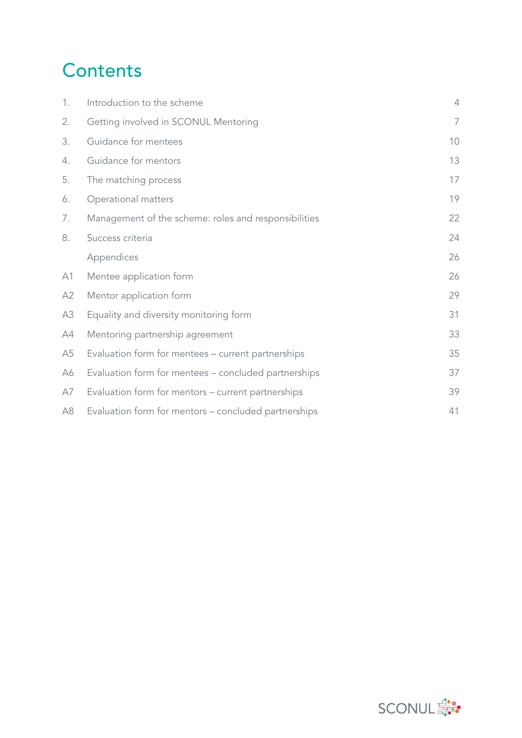# Contents

| | | |
|---|---|---|
| 1. | Introduction to the scheme | 4 |
| 2. | Getting involved in SCONUL Mentoring | 7 |
| 3. | Guidance for mentees | 10 |
| 4. | Guidance for mentors | 13 |
| 5. | The matching process | 17 |
| 6. | Operational matters | 19 |
| 7. | Management of the scheme: roles and responsibilities | 22 |
| 8. | Success criteria | 24 |
| | Appendices | 26 |
| A1 | Mentee application form | 26 |
| A2 | Mentor application form | 29 |
| A3 | Equality and diversity monitoring form | 31 |
| A4 | Mentoring partnership agreement | 33 |
| A5 | Evaluation form for mentees – current partnerships | 35 |
| A6 | Evaluation form for mentees – concluded partnerships | 37 |
| A7 | Evaluation form for mentors – current partnerships | 39 |
| A8 | Evaluation form for mentors – concluded partnerships | 41 |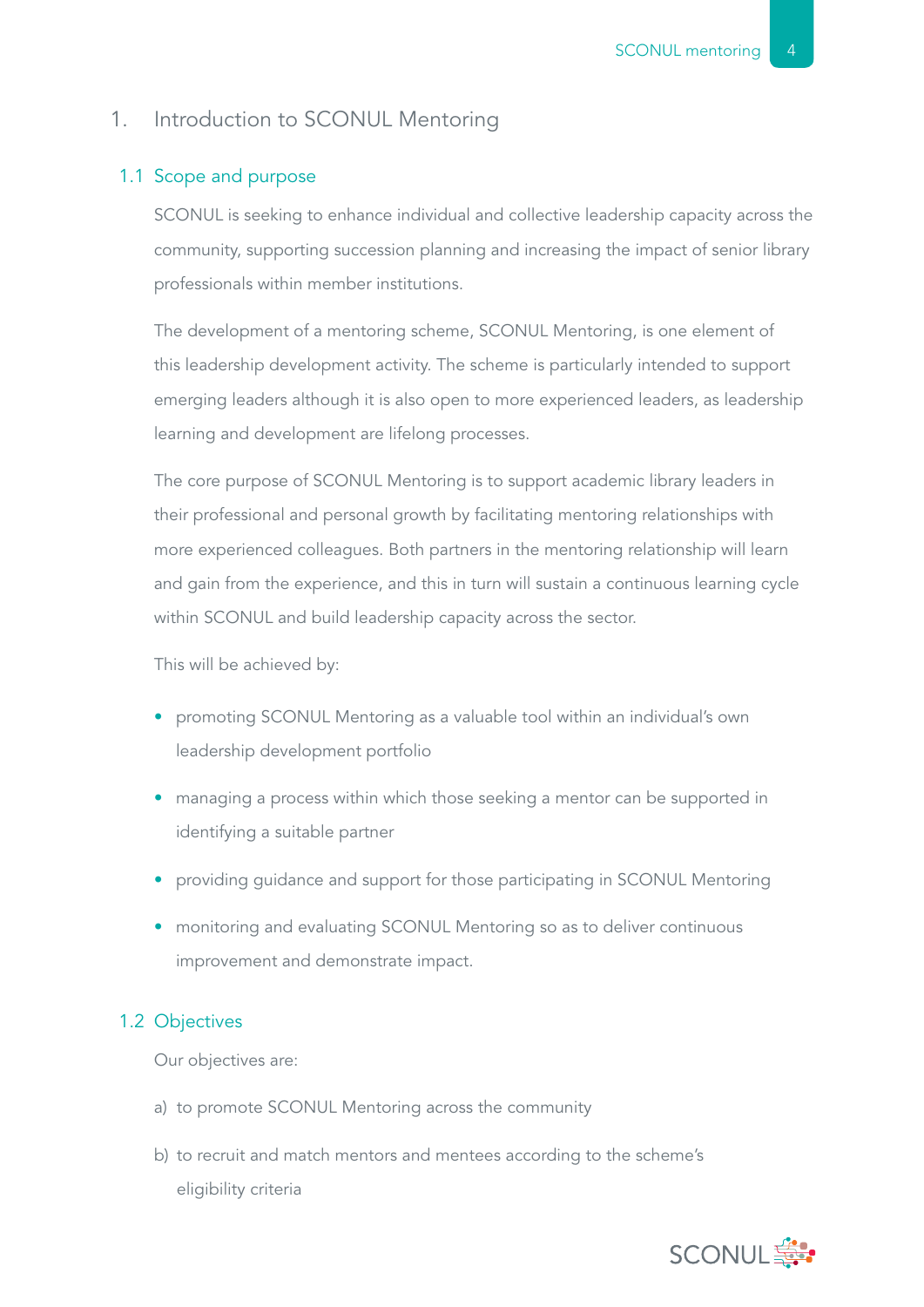# 1. Introduction to SCONUL Mentoring

## 1.1 Scope and purpose

SCONUL is seeking to enhance individual and collective leadership capacity across the community, supporting succession planning and increasing the impact of senior library professionals within member institutions.

The development of a mentoring scheme, SCONUL Mentoring, is one element of this leadership development activity. The scheme is particularly intended to support emerging leaders although it is also open to more experienced leaders, as leadership learning and development are lifelong processes.

The core purpose of SCONUL Mentoring is to support academic library leaders in their professional and personal growth by facilitating mentoring relationships with more experienced colleagues. Both partners in the mentoring relationship will learn and gain from the experience, and this in turn will sustain a continuous learning cycle within SCONUL and build leadership capacity across the sector.

This will be achieved by:

- promoting SCONUL Mentoring as a valuable tool within an individual's own leadership development portfolio
- managing a process within which those seeking a mentor can be supported in identifying a suitable partner
- providing guidance and support for those participating in SCONUL Mentoring
- monitoring and evaluating SCONUL Mentoring so as to deliver continuous improvement and demonstrate impact.

## 1.2 Objectives

Our objectives are:

a) to promote SCONUL Mentoring across the community

b) to recruit and match mentors and mentees according to the scheme's eligibility criteria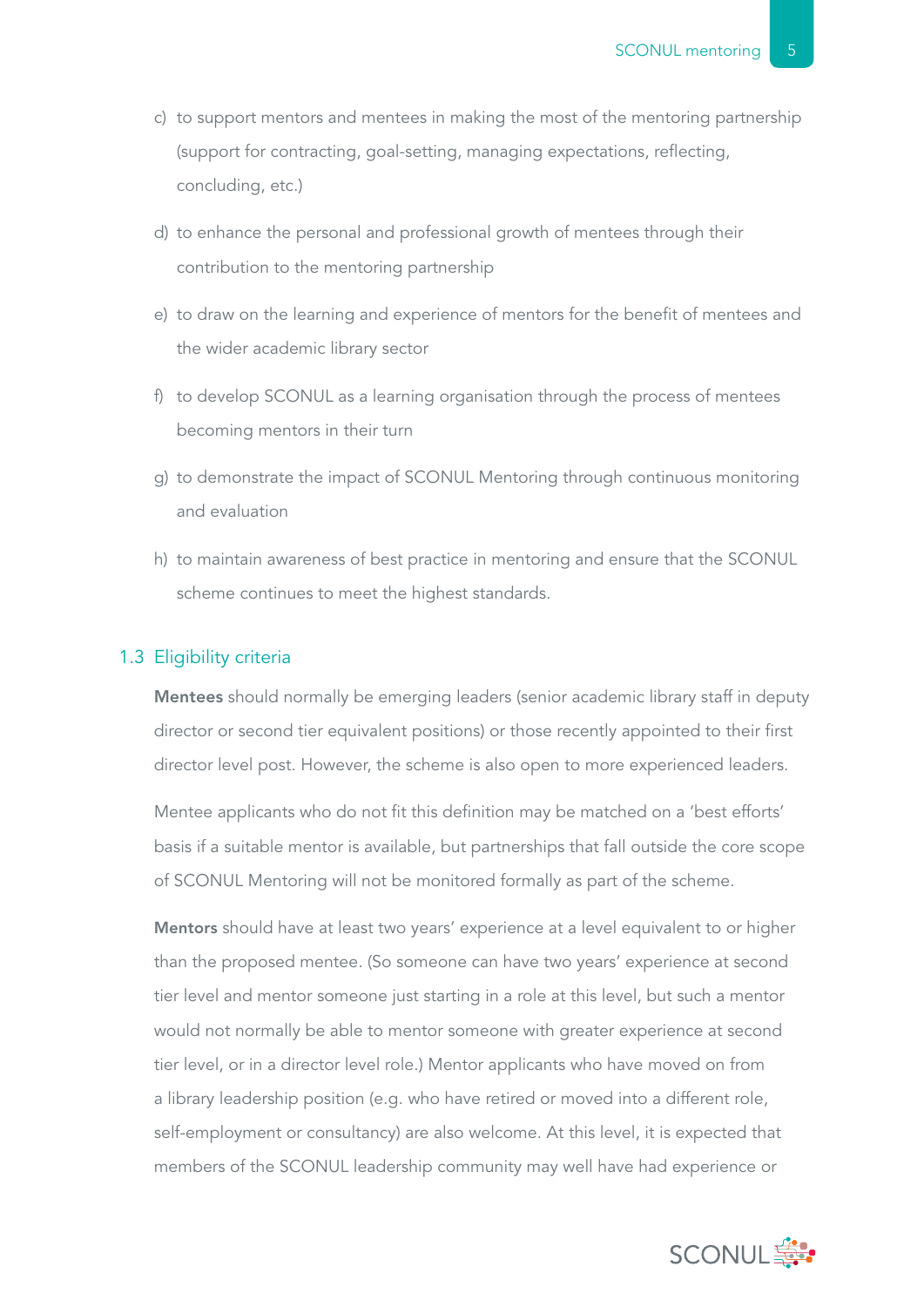c) to support mentors and mentees in making the most of the mentoring partnership (support for contracting, goal-setting, managing expectations, reflecting, concluding, etc.)

d) to enhance the personal and professional growth of mentees through their contribution to the mentoring partnership

e) to draw on the learning and experience of mentors for the benefit of mentees and the wider academic library sector

f) to develop SCONUL as a learning organisation through the process of mentees becoming mentors in their turn

g) to demonstrate the impact of SCONUL Mentoring through continuous monitoring and evaluation

h) to maintain awareness of best practice in mentoring and ensure that the SCONUL scheme continues to meet the highest standards.

## 1.3 Eligibility criteria

**Mentees** should normally be emerging leaders (senior academic library staff in deputy director or second tier equivalent positions) or those recently appointed to their first director level post. However, the scheme is also open to more experienced leaders.

Mentee applicants who do not fit this definition may be matched on a 'best efforts' basis if a suitable mentor is available, but partnerships that fall outside the core scope of SCONUL Mentoring will not be monitored formally as part of the scheme.

**Mentors** should have at least two years' experience at a level equivalent to or higher than the proposed mentee. (So someone can have two years' experience at second tier level and mentor someone just starting in a role at this level, but such a mentor would not normally be able to mentor someone with greater experience at second tier level, or in a director level role.) Mentor applicants who have moved on from a library leadership position (e.g. who have retired or moved into a different role, self-employment or consultancy) are also welcome. At this level, it is expected that members of the SCONUL leadership community may well have had experience or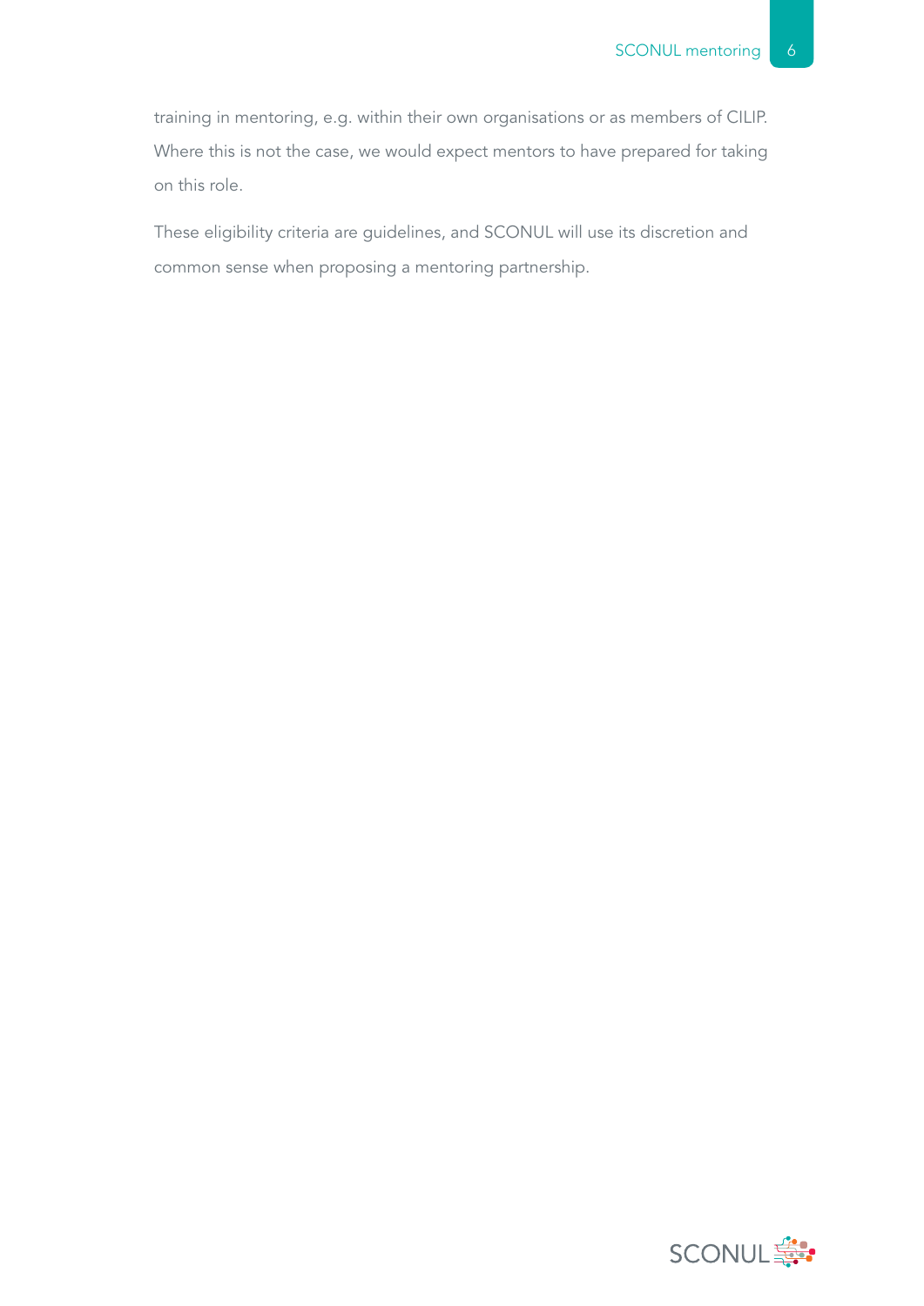training in mentoring, e.g. within their own organisations or as members of CILIP. Where this is not the case, we would expect mentors to have prepared for taking on this role.

These eligibility criteria are guidelines, and SCONUL will use its discretion and common sense when proposing a mentoring partnership.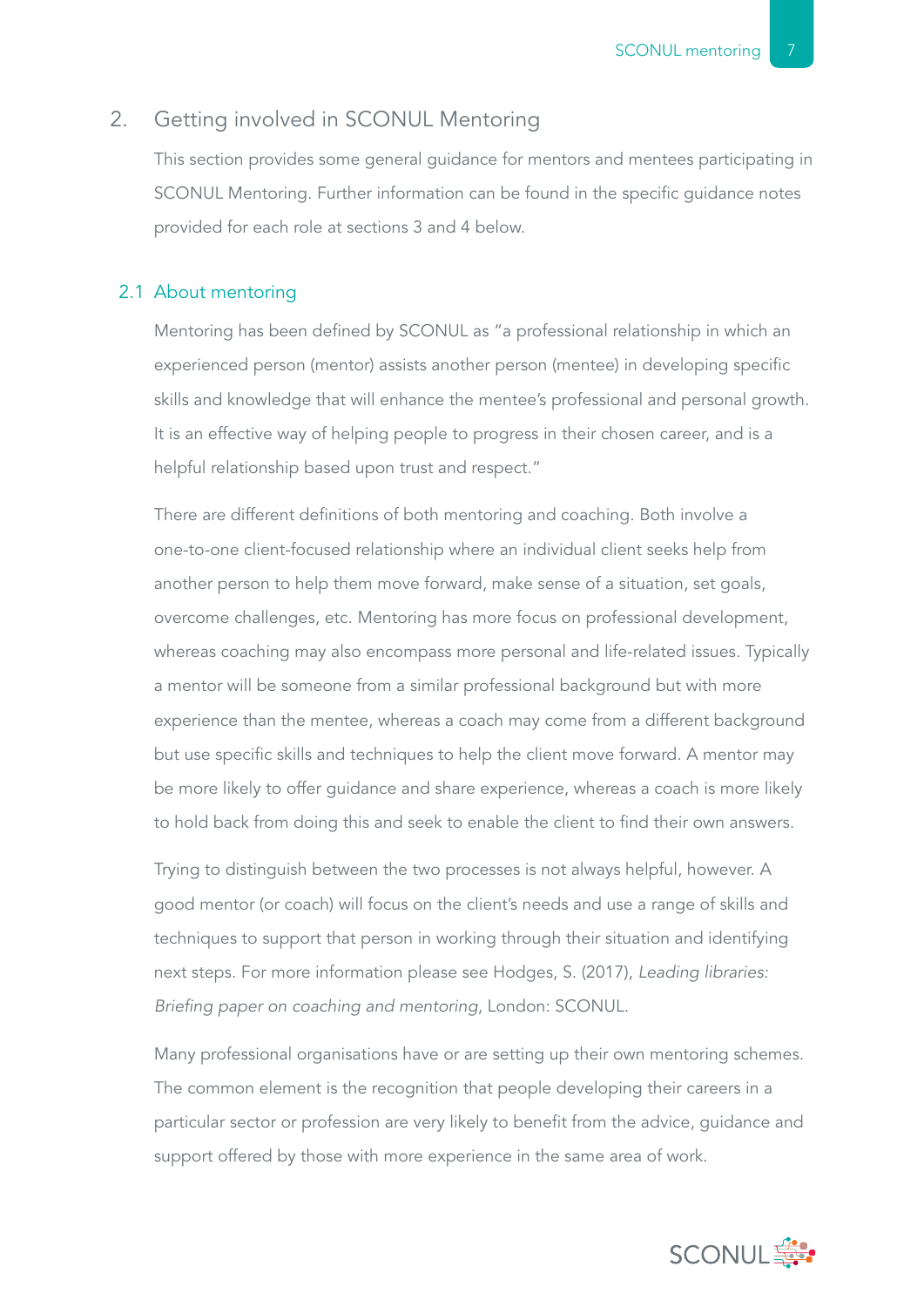## 2. Getting involved in SCONUL Mentoring

This section provides some general guidance for mentors and mentees participating in SCONUL Mentoring. Further information can be found in the specific guidance notes provided for each role at sections 3 and 4 below.

### 2.1 About mentoring

Mentoring has been defined by SCONUL as "a professional relationship in which an experienced person (mentor) assists another person (mentee) in developing specific skills and knowledge that will enhance the mentee's professional and personal growth. It is an effective way of helping people to progress in their chosen career, and is a helpful relationship based upon trust and respect."

There are different definitions of both mentoring and coaching. Both involve a one-to-one client-focused relationship where an individual client seeks help from another person to help them move forward, make sense of a situation, set goals, overcome challenges, etc. Mentoring has more focus on professional development, whereas coaching may also encompass more personal and life-related issues. Typically a mentor will be someone from a similar professional background but with more experience than the mentee, whereas a coach may come from a different background but use specific skills and techniques to help the client move forward. A mentor may be more likely to offer guidance and share experience, whereas a coach is more likely to hold back from doing this and seek to enable the client to find their own answers.

Trying to distinguish between the two processes is not always helpful, however. A good mentor (or coach) will focus on the client's needs and use a range of skills and techniques to support that person in working through their situation and identifying next steps. For more information please see Hodges, S. (2017), *Leading libraries: Briefing paper on coaching and mentoring*, London: SCONUL.

Many professional organisations have or are setting up their own mentoring schemes. The common element is the recognition that people developing their careers in a particular sector or profession are very likely to benefit from the advice, guidance and support offered by those with more experience in the same area of work.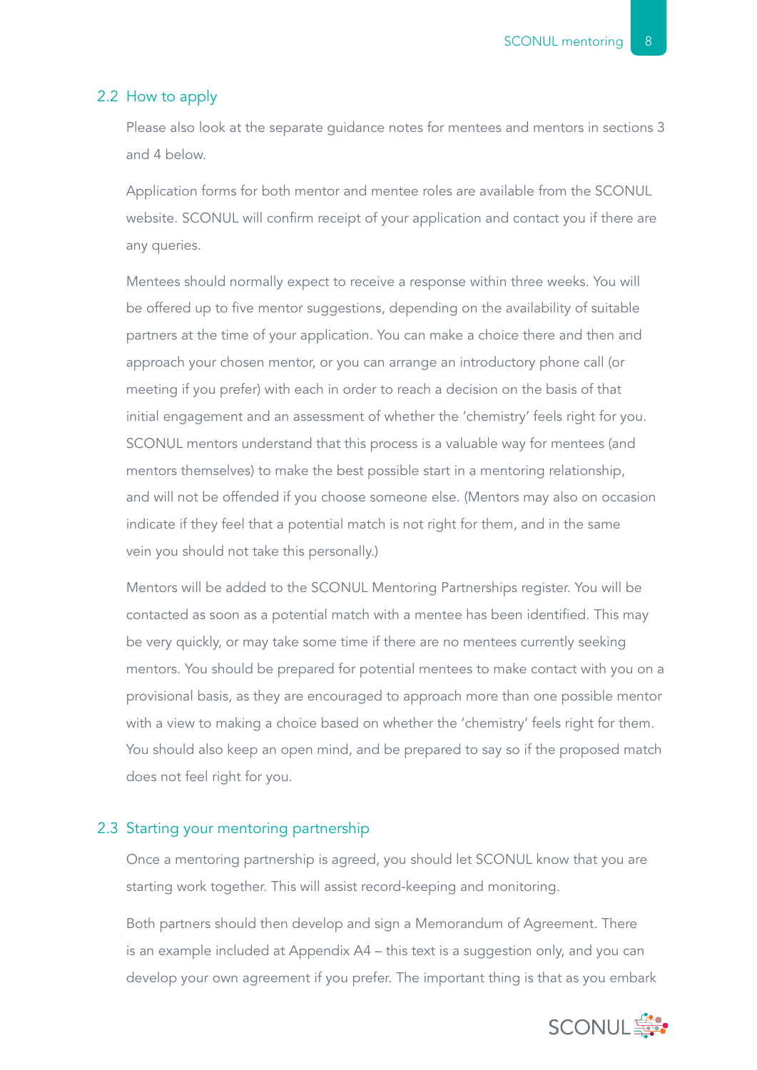## 2.2 How to apply

Please also look at the separate guidance notes for mentees and mentors in sections 3 and 4 below.

Application forms for both mentor and mentee roles are available from the SCONUL website. SCONUL will confirm receipt of your application and contact you if there are any queries.

Mentees should normally expect to receive a response within three weeks. You will be offered up to five mentor suggestions, depending on the availability of suitable partners at the time of your application. You can make a choice there and then and approach your chosen mentor, or you can arrange an introductory phone call (or meeting if you prefer) with each in order to reach a decision on the basis of that initial engagement and an assessment of whether the 'chemistry' feels right for you. SCONUL mentors understand that this process is a valuable way for mentees (and mentors themselves) to make the best possible start in a mentoring relationship, and will not be offended if you choose someone else. (Mentors may also on occasion indicate if they feel that a potential match is not right for them, and in the same vein you should not take this personally.)

Mentors will be added to the SCONUL Mentoring Partnerships register. You will be contacted as soon as a potential match with a mentee has been identified. This may be very quickly, or may take some time if there are no mentees currently seeking mentors. You should be prepared for potential mentees to make contact with you on a provisional basis, as they are encouraged to approach more than one possible mentor with a view to making a choice based on whether the 'chemistry' feels right for them. You should also keep an open mind, and be prepared to say so if the proposed match does not feel right for you.

## 2.3 Starting your mentoring partnership

Once a mentoring partnership is agreed, you should let SCONUL know that you are starting work together. This will assist record-keeping and monitoring.

Both partners should then develop and sign a Memorandum of Agreement. There is an example included at Appendix A4 – this text is a suggestion only, and you can develop your own agreement if you prefer. The important thing is that as you embark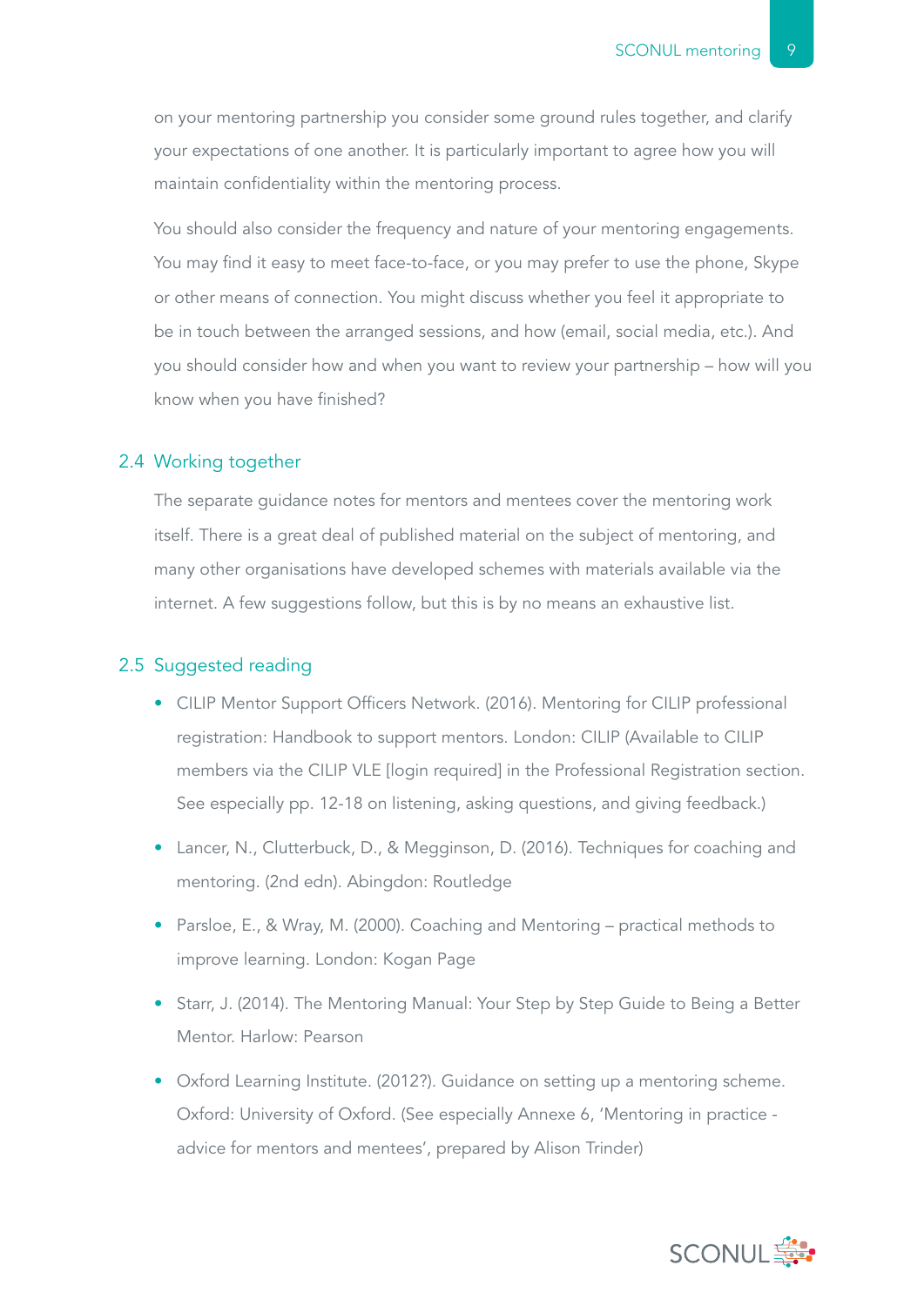on your mentoring partnership you consider some ground rules together, and clarify your expectations of one another. It is particularly important to agree how you will maintain confidentiality within the mentoring process.

You should also consider the frequency and nature of your mentoring engagements. You may find it easy to meet face-to-face, or you may prefer to use the phone, Skype or other means of connection. You might discuss whether you feel it appropriate to be in touch between the arranged sessions, and how (email, social media, etc.). And you should consider how and when you want to review your partnership – how will you know when you have finished?

## 2.4 Working together

The separate guidance notes for mentors and mentees cover the mentoring work itself. There is a great deal of published material on the subject of mentoring, and many other organisations have developed schemes with materials available via the internet. A few suggestions follow, but this is by no means an exhaustive list.

## 2.5 Suggested reading

- CILIP Mentor Support Officers Network. (2016). Mentoring for CILIP professional registration: Handbook to support mentors. London: CILIP (Available to CILIP members via the CILIP VLE [login required] in the Professional Registration section. See especially pp. 12-18 on listening, asking questions, and giving feedback.)
- Lancer, N., Clutterbuck, D., & Megginson, D. (2016). Techniques for coaching and mentoring. (2nd edn). Abingdon: Routledge
- Parsloe, E., & Wray, M. (2000). Coaching and Mentoring – practical methods to improve learning. London: Kogan Page
- Starr, J. (2014). The Mentoring Manual: Your Step by Step Guide to Being a Better Mentor. Harlow: Pearson
- Oxford Learning Institute. (2012?). Guidance on setting up a mentoring scheme. Oxford: University of Oxford. (See especially Annexe 6, 'Mentoring in practice - advice for mentors and mentees', prepared by Alison Trinder)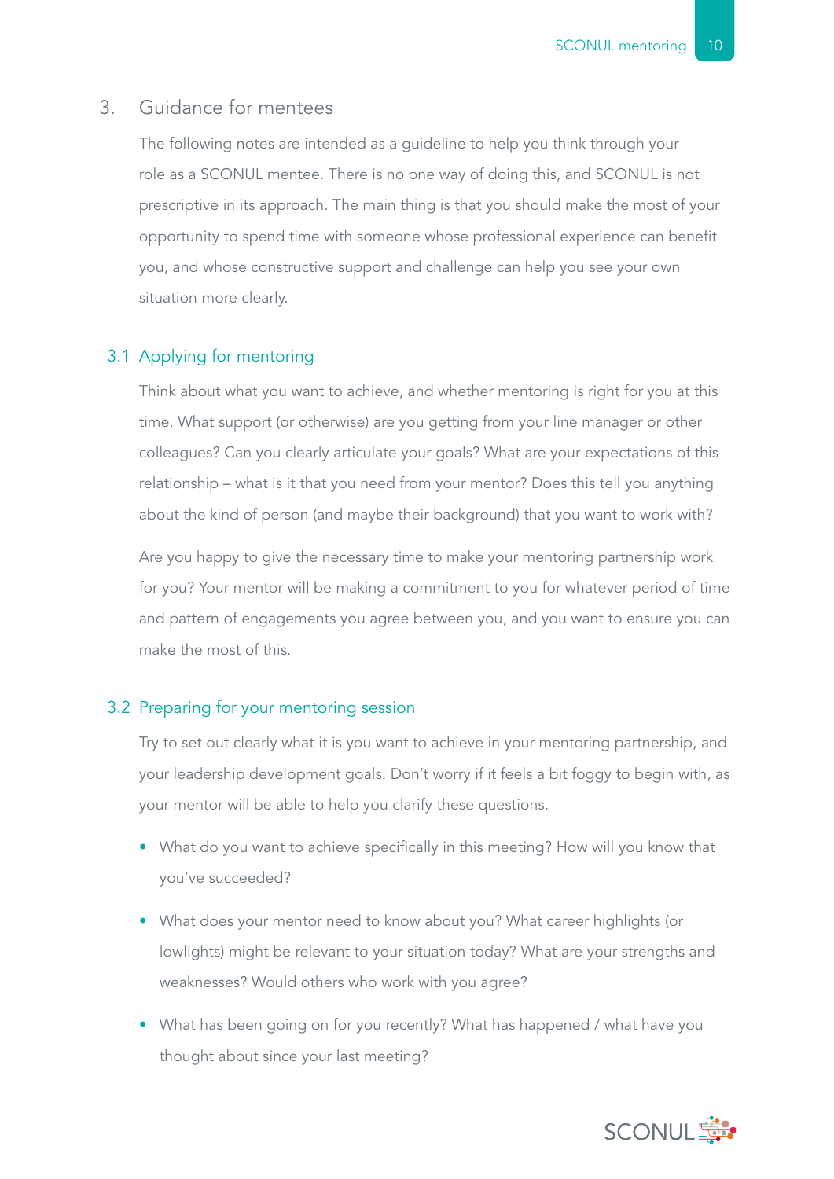## 3. Guidance for mentees

The following notes are intended as a guideline to help you think through your role as a SCONUL mentee. There is no one way of doing this, and SCONUL is not prescriptive in its approach. The main thing is that you should make the most of your opportunity to spend time with someone whose professional experience can benefit you, and whose constructive support and challenge can help you see your own situation more clearly.

### 3.1 Applying for mentoring

Think about what you want to achieve, and whether mentoring is right for you at this time. What support (or otherwise) are you getting from your line manager or other colleagues? Can you clearly articulate your goals? What are your expectations of this relationship – what is it that you need from your mentor? Does this tell you anything about the kind of person (and maybe their background) that you want to work with?

Are you happy to give the necessary time to make your mentoring partnership work for you? Your mentor will be making a commitment to you for whatever period of time and pattern of engagements you agree between you, and you want to ensure you can make the most of this.

### 3.2 Preparing for your mentoring session

Try to set out clearly what it is you want to achieve in your mentoring partnership, and your leadership development goals. Don't worry if it feels a bit foggy to begin with, as your mentor will be able to help you clarify these questions.

- What do you want to achieve specifically in this meeting? How will you know that you've succeeded?
- What does your mentor need to know about you? What career highlights (or lowlights) might be relevant to your situation today? What are your strengths and weaknesses? Would others who work with you agree?
- What has been going on for you recently? What has happened / what have you thought about since your last meeting?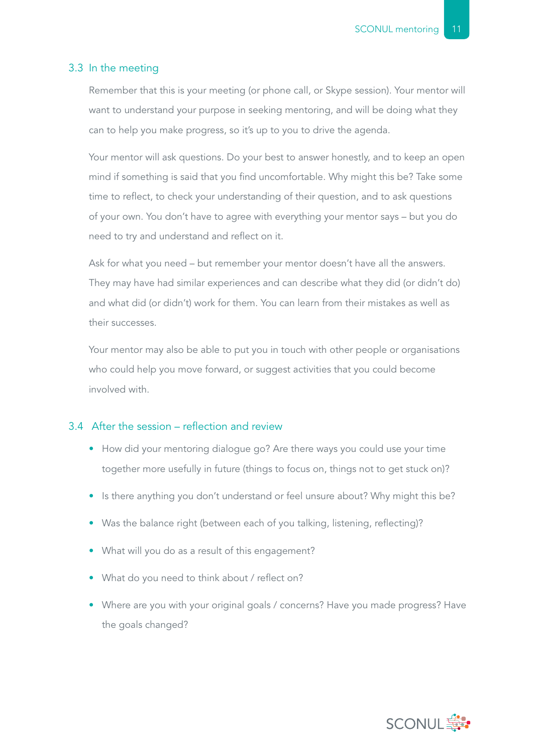### 3.3 In the meeting

Remember that this is your meeting (or phone call, or Skype session). Your mentor will want to understand your purpose in seeking mentoring, and will be doing what they can to help you make progress, so it's up to you to drive the agenda.

Your mentor will ask questions. Do your best to answer honestly, and to keep an open mind if something is said that you find uncomfortable. Why might this be? Take some time to reflect, to check your understanding of their question, and to ask questions of your own. You don't have to agree with everything your mentor says – but you do need to try and understand and reflect on it.

Ask for what you need – but remember your mentor doesn't have all the answers. They may have had similar experiences and can describe what they did (or didn't do) and what did (or didn't) work for them. You can learn from their mistakes as well as their successes.

Your mentor may also be able to put you in touch with other people or organisations who could help you move forward, or suggest activities that you could become involved with.

### 3.4 After the session – reflection and review

- How did your mentoring dialogue go? Are there ways you could use your time together more usefully in future (things to focus on, things not to get stuck on)?
- Is there anything you don't understand or feel unsure about? Why might this be?
- Was the balance right (between each of you talking, listening, reflecting)?
- What will you do as a result of this engagement?
- What do you need to think about / reflect on?
- Where are you with your original goals / concerns? Have you made progress? Have the goals changed?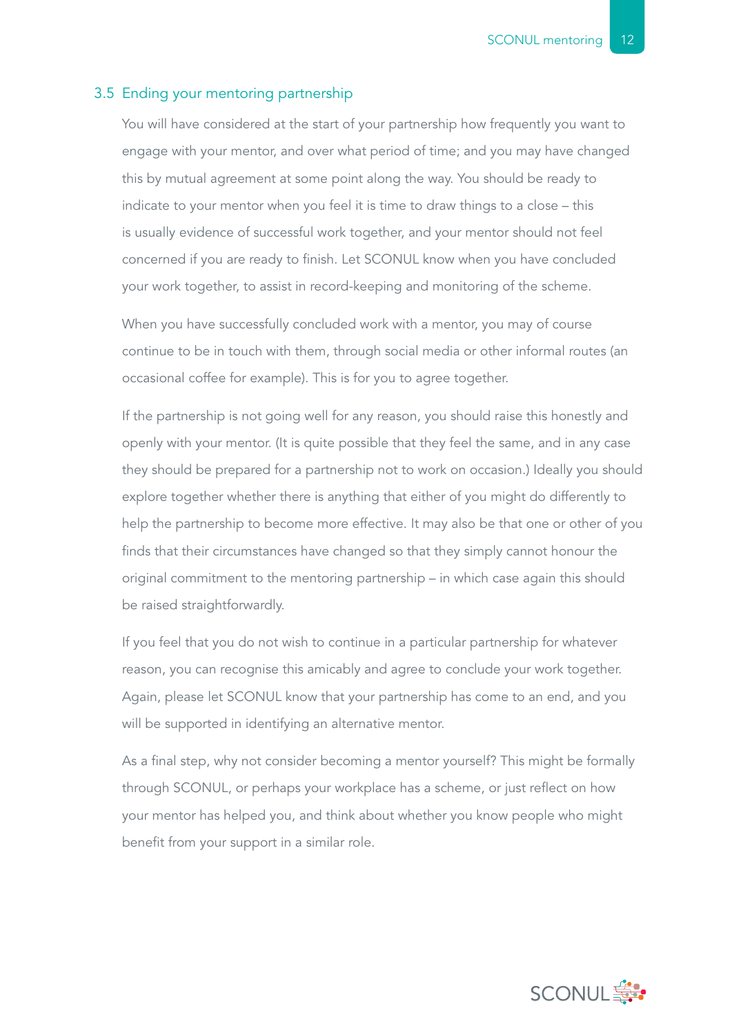### 3.5 Ending your mentoring partnership

You will have considered at the start of your partnership how frequently you want to engage with your mentor, and over what period of time; and you may have changed this by mutual agreement at some point along the way. You should be ready to indicate to your mentor when you feel it is time to draw things to a close – this is usually evidence of successful work together, and your mentor should not feel concerned if you are ready to finish. Let SCONUL know when you have concluded your work together, to assist in record-keeping and monitoring of the scheme.

When you have successfully concluded work with a mentor, you may of course continue to be in touch with them, through social media or other informal routes (an occasional coffee for example). This is for you to agree together.

If the partnership is not going well for any reason, you should raise this honestly and openly with your mentor. (It is quite possible that they feel the same, and in any case they should be prepared for a partnership not to work on occasion.) Ideally you should explore together whether there is anything that either of you might do differently to help the partnership to become more effective. It may also be that one or other of you finds that their circumstances have changed so that they simply cannot honour the original commitment to the mentoring partnership – in which case again this should be raised straightforwardly.

If you feel that you do not wish to continue in a particular partnership for whatever reason, you can recognise this amicably and agree to conclude your work together. Again, please let SCONUL know that your partnership has come to an end, and you will be supported in identifying an alternative mentor.

As a final step, why not consider becoming a mentor yourself? This might be formally through SCONUL, or perhaps your workplace has a scheme, or just reflect on how your mentor has helped you, and think about whether you know people who might benefit from your support in a similar role.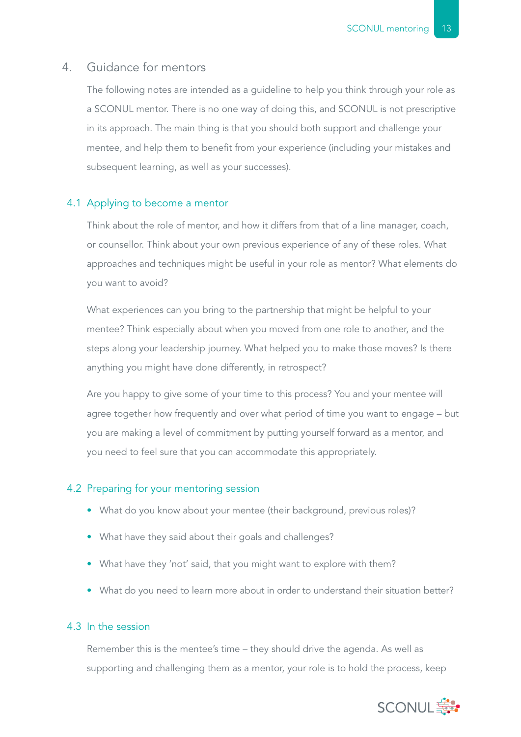## 4. Guidance for mentors

The following notes are intended as a guideline to help you think through your role as a SCONUL mentor. There is no one way of doing this, and SCONUL is not prescriptive in its approach. The main thing is that you should both support and challenge your mentee, and help them to benefit from your experience (including your mistakes and subsequent learning, as well as your successes).

### 4.1 Applying to become a mentor

Think about the role of mentor, and how it differs from that of a line manager, coach, or counsellor. Think about your own previous experience of any of these roles. What approaches and techniques might be useful in your role as mentor? What elements do you want to avoid?

What experiences can you bring to the partnership that might be helpful to your mentee? Think especially about when you moved from one role to another, and the steps along your leadership journey. What helped you to make those moves? Is there anything you might have done differently, in retrospect?

Are you happy to give some of your time to this process? You and your mentee will agree together how frequently and over what period of time you want to engage – but you are making a level of commitment by putting yourself forward as a mentor, and you need to feel sure that you can accommodate this appropriately.

### 4.2 Preparing for your mentoring session

- What do you know about your mentee (their background, previous roles)?
- What have they said about their goals and challenges?
- What have they 'not' said, that you might want to explore with them?
- What do you need to learn more about in order to understand their situation better?

### 4.3 In the session

Remember this is the mentee's time – they should drive the agenda. As well as supporting and challenging them as a mentor, your role is to hold the process, keep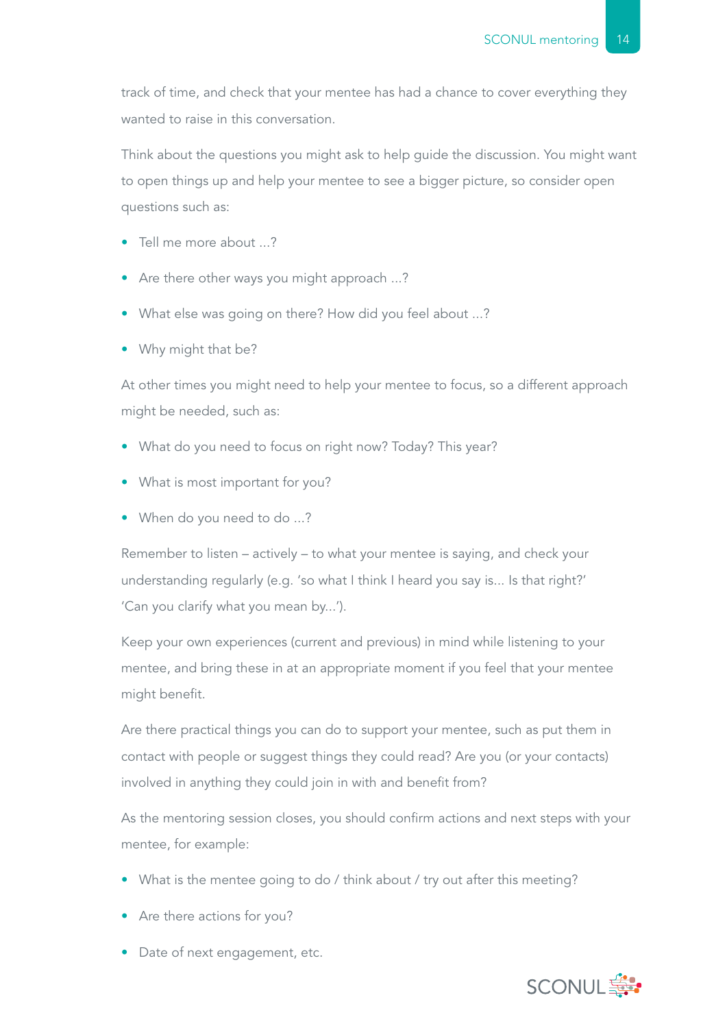track of time, and check that your mentee has had a chance to cover everything they wanted to raise in this conversation.

Think about the questions you might ask to help guide the discussion. You might want to open things up and help your mentee to see a bigger picture, so consider open questions such as:

- Tell me more about ...?
- Are there other ways you might approach ...?
- What else was going on there? How did you feel about ...?
- Why might that be?

At other times you might need to help your mentee to focus, so a different approach might be needed, such as:

- What do you need to focus on right now? Today? This year?
- What is most important for you?
- When do you need to do ...?

Remember to listen – actively – to what your mentee is saying, and check your understanding regularly (e.g. 'so what I think I heard you say is... Is that right?' 'Can you clarify what you mean by...').

Keep your own experiences (current and previous) in mind while listening to your mentee, and bring these in at an appropriate moment if you feel that your mentee might benefit.

Are there practical things you can do to support your mentee, such as put them in contact with people or suggest things they could read? Are you (or your contacts) involved in anything they could join in with and benefit from?

As the mentoring session closes, you should confirm actions and next steps with your mentee, for example:

- What is the mentee going to do / think about / try out after this meeting?
- Are there actions for you?
- Date of next engagement, etc.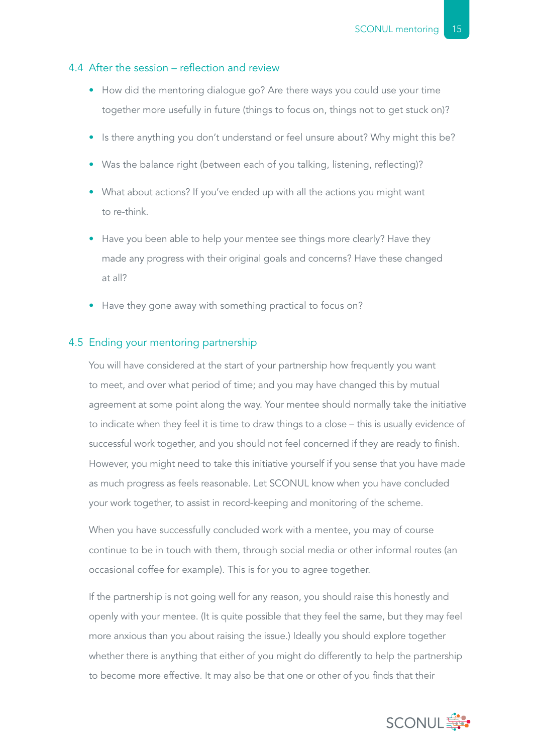### 4.4 After the session – reflection and review

- How did the mentoring dialogue go? Are there ways you could use your time together more usefully in future (things to focus on, things not to get stuck on)?
- Is there anything you don't understand or feel unsure about? Why might this be?
- Was the balance right (between each of you talking, listening, reflecting)?
- What about actions? If you've ended up with all the actions you might want to re-think.
- Have you been able to help your mentee see things more clearly? Have they made any progress with their original goals and concerns? Have these changed at all?
- Have they gone away with something practical to focus on?

### 4.5 Ending your mentoring partnership

You will have considered at the start of your partnership how frequently you want to meet, and over what period of time; and you may have changed this by mutual agreement at some point along the way. Your mentee should normally take the initiative to indicate when they feel it is time to draw things to a close – this is usually evidence of successful work together, and you should not feel concerned if they are ready to finish. However, you might need to take this initiative yourself if you sense that you have made as much progress as feels reasonable. Let SCONUL know when you have concluded your work together, to assist in record-keeping and monitoring of the scheme.

When you have successfully concluded work with a mentee, you may of course continue to be in touch with them, through social media or other informal routes (an occasional coffee for example). This is for you to agree together.

If the partnership is not going well for any reason, you should raise this honestly and openly with your mentee. (It is quite possible that they feel the same, but they may feel more anxious than you about raising the issue.) Ideally you should explore together whether there is anything that either of you might do differently to help the partnership to become more effective. It may also be that one or other of you finds that their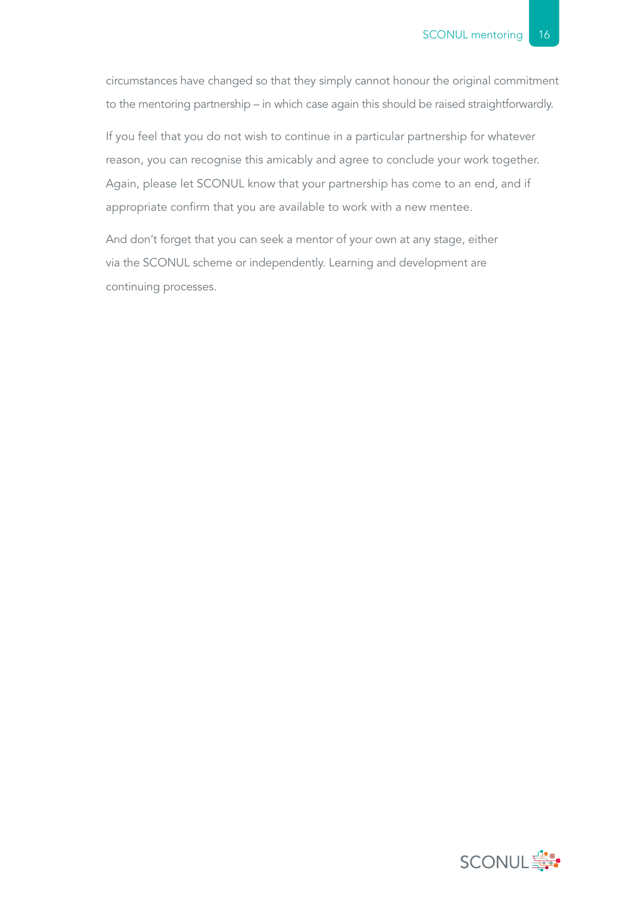circumstances have changed so that they simply cannot honour the original commitment to the mentoring partnership – in which case again this should be raised straightforwardly.

If you feel that you do not wish to continue in a particular partnership for whatever reason, you can recognise this amicably and agree to conclude your work together. Again, please let SCONUL know that your partnership has come to an end, and if appropriate confirm that you are available to work with a new mentee.

And don't forget that you can seek a mentor of your own at any stage, either via the SCONUL scheme or independently. Learning and development are continuing processes.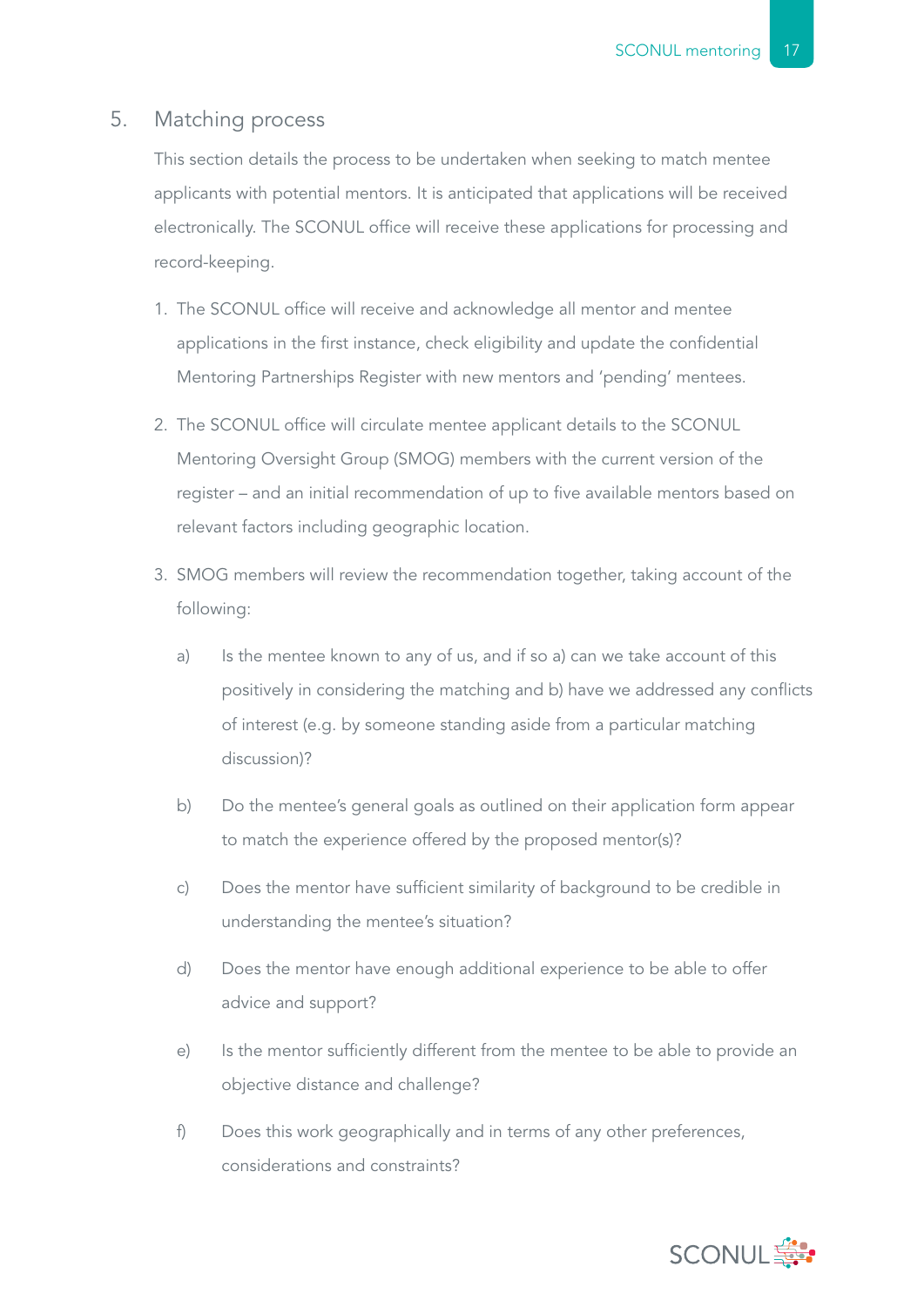## 5. Matching process

This section details the process to be undertaken when seeking to match mentee applicants with potential mentors. It is anticipated that applications will be received electronically. The SCONUL office will receive these applications for processing and record-keeping.

1. The SCONUL office will receive and acknowledge all mentor and mentee applications in the first instance, check eligibility and update the confidential Mentoring Partnerships Register with new mentors and 'pending' mentees.

2. The SCONUL office will circulate mentee applicant details to the SCONUL Mentoring Oversight Group (SMOG) members with the current version of the register – and an initial recommendation of up to five available mentors based on relevant factors including geographic location.

3. SMOG members will review the recommendation together, taking account of the following:

   a) Is the mentee known to any of us, and if so a) can we take account of this positively in considering the matching and b) have we addressed any conflicts of interest (e.g. by someone standing aside from a particular matching discussion)?

   b) Do the mentee's general goals as outlined on their application form appear to match the experience offered by the proposed mentor(s)?

   c) Does the mentor have sufficient similarity of background to be credible in understanding the mentee's situation?

   d) Does the mentor have enough additional experience to be able to offer advice and support?

   e) Is the mentor sufficiently different from the mentee to be able to provide an objective distance and challenge?

   f) Does this work geographically and in terms of any other preferences, considerations and constraints?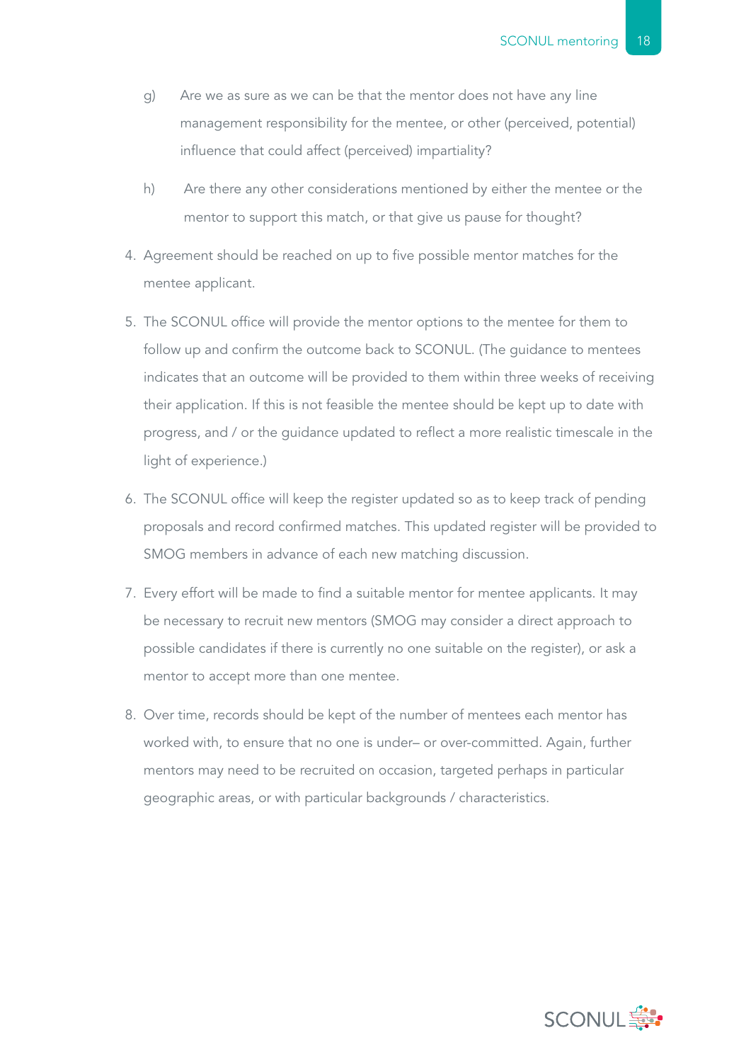g) Are we as sure as we can be that the mentor does not have any line management responsibility for the mentee, or other (perceived, potential) influence that could affect (perceived) impartiality?

h) Are there any other considerations mentioned by either the mentee or the mentor to support this match, or that give us pause for thought?

4. Agreement should be reached on up to five possible mentor matches for the mentee applicant.

5. The SCONUL office will provide the mentor options to the mentee for them to follow up and confirm the outcome back to SCONUL. (The guidance to mentees indicates that an outcome will be provided to them within three weeks of receiving their application. If this is not feasible the mentee should be kept up to date with progress, and / or the guidance updated to reflect a more realistic timescale in the light of experience.)

6. The SCONUL office will keep the register updated so as to keep track of pending proposals and record confirmed matches. This updated register will be provided to SMOG members in advance of each new matching discussion.

7. Every effort will be made to find a suitable mentor for mentee applicants. It may be necessary to recruit new mentors (SMOG may consider a direct approach to possible candidates if there is currently no one suitable on the register), or ask a mentor to accept more than one mentee.

8. Over time, records should be kept of the number of mentees each mentor has worked with, to ensure that no one is under– or over-committed. Again, further mentors may need to be recruited on occasion, targeted perhaps in particular geographic areas, or with particular backgrounds / characteristics.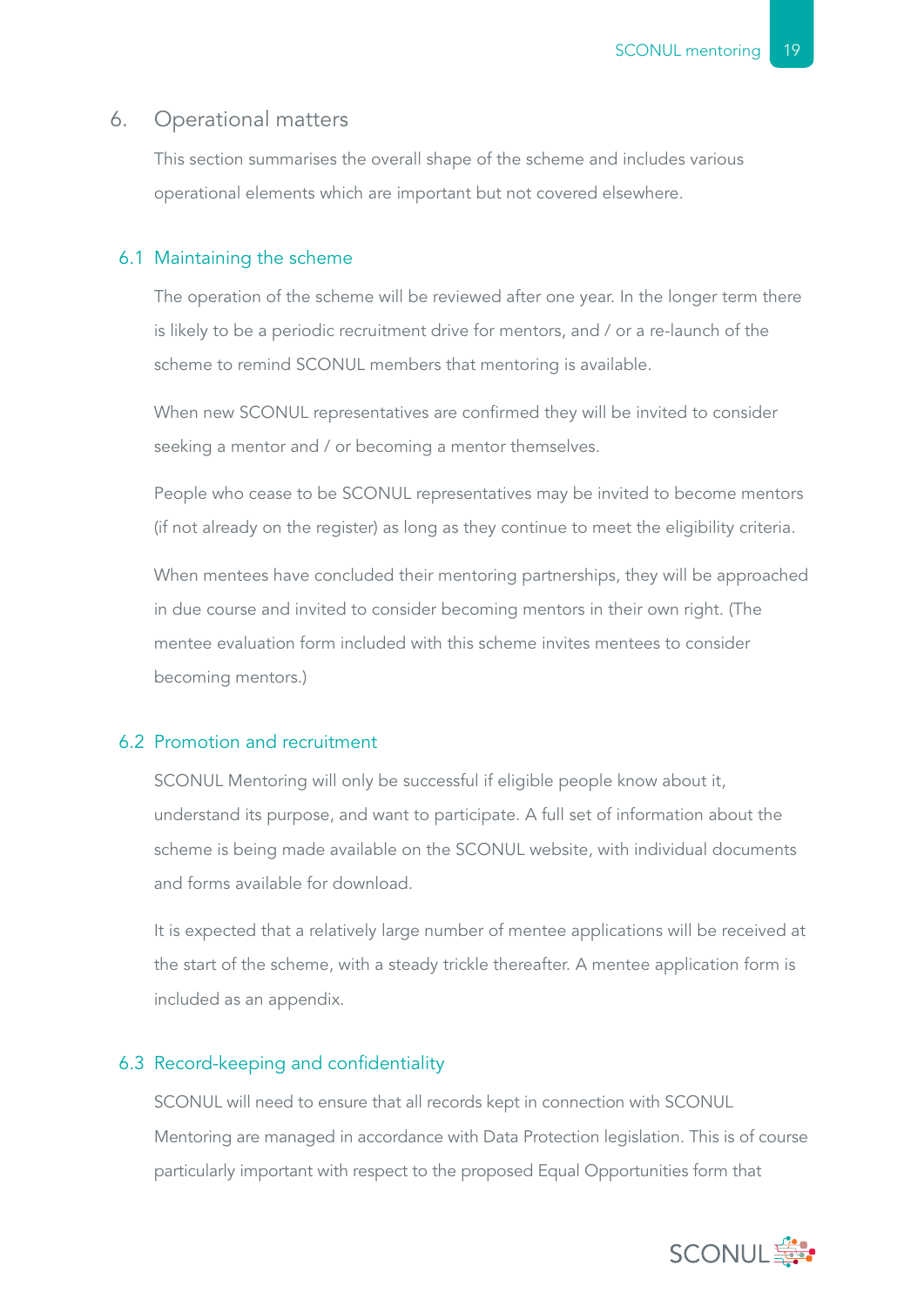# 6. Operational matters

This section summarises the overall shape of the scheme and includes various operational elements which are important but not covered elsewhere.

## 6.1 Maintaining the scheme

The operation of the scheme will be reviewed after one year. In the longer term there is likely to be a periodic recruitment drive for mentors, and / or a re-launch of the scheme to remind SCONUL members that mentoring is available.

When new SCONUL representatives are confirmed they will be invited to consider seeking a mentor and / or becoming a mentor themselves.

People who cease to be SCONUL representatives may be invited to become mentors (if not already on the register) as long as they continue to meet the eligibility criteria.

When mentees have concluded their mentoring partnerships, they will be approached in due course and invited to consider becoming mentors in their own right. (The mentee evaluation form included with this scheme invites mentees to consider becoming mentors.)

## 6.2 Promotion and recruitment

SCONUL Mentoring will only be successful if eligible people know about it, understand its purpose, and want to participate. A full set of information about the scheme is being made available on the SCONUL website, with individual documents and forms available for download.

It is expected that a relatively large number of mentee applications will be received at the start of the scheme, with a steady trickle thereafter. A mentee application form is included as an appendix.

## 6.3 Record-keeping and confidentiality

SCONUL will need to ensure that all records kept in connection with SCONUL Mentoring are managed in accordance with Data Protection legislation. This is of course particularly important with respect to the proposed Equal Opportunities form that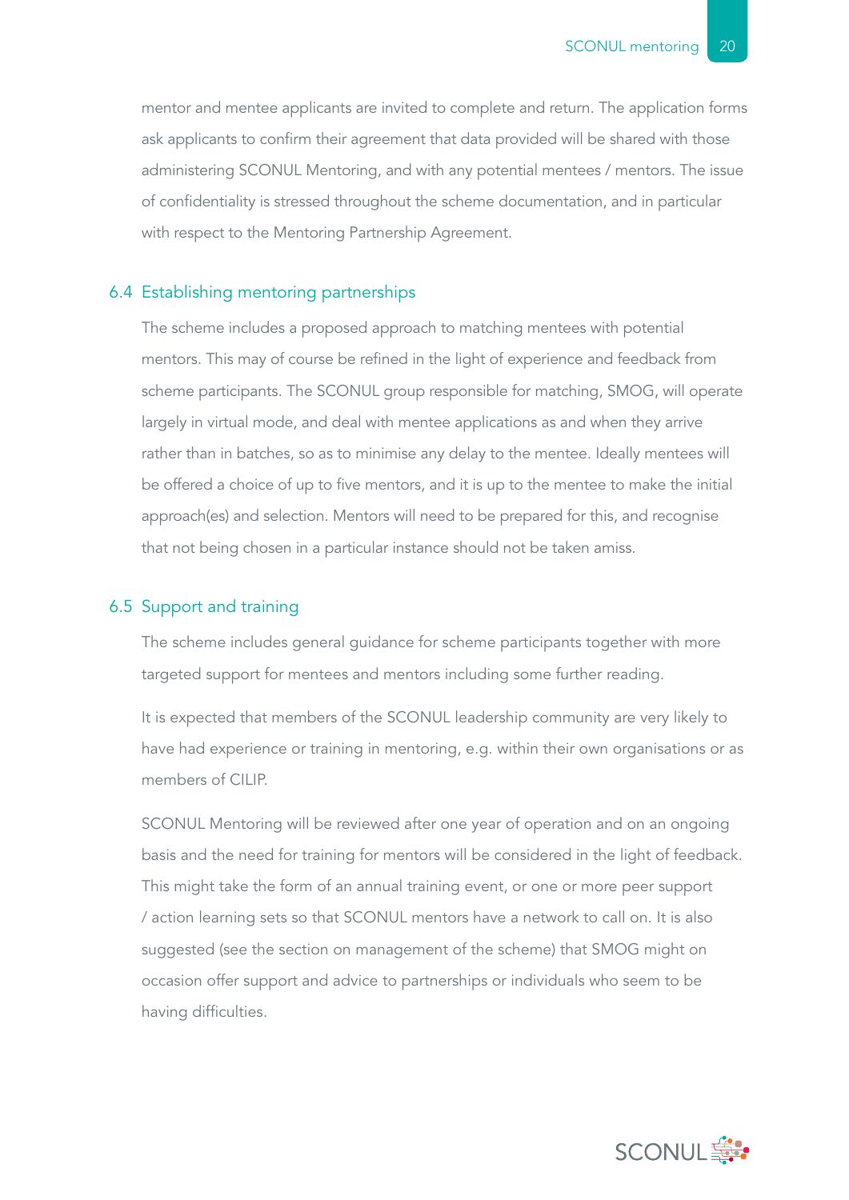mentor and mentee applicants are invited to complete and return. The application forms ask applicants to confirm their agreement that data provided will be shared with those administering SCONUL Mentoring, and with any potential mentees / mentors. The issue of confidentiality is stressed throughout the scheme documentation, and in particular with respect to the Mentoring Partnership Agreement.

### 6.4 Establishing mentoring partnerships

The scheme includes a proposed approach to matching mentees with potential mentors. This may of course be refined in the light of experience and feedback from scheme participants. The SCONUL group responsible for matching, SMOG, will operate largely in virtual mode, and deal with mentee applications as and when they arrive rather than in batches, so as to minimise any delay to the mentee. Ideally mentees will be offered a choice of up to five mentors, and it is up to the mentee to make the initial approach(es) and selection. Mentors will need to be prepared for this, and recognise that not being chosen in a particular instance should not be taken amiss.

### 6.5 Support and training

The scheme includes general guidance for scheme participants together with more targeted support for mentees and mentors including some further reading.

It is expected that members of the SCONUL leadership community are very likely to have had experience or training in mentoring, e.g. within their own organisations or as members of CILIP.

SCONUL Mentoring will be reviewed after one year of operation and on an ongoing basis and the need for training for mentors will be considered in the light of feedback. This might take the form of an annual training event, or one or more peer support / action learning sets so that SCONUL mentors have a network to call on. It is also suggested (see the section on management of the scheme) that SMOG might on occasion offer support and advice to partnerships or individuals who seem to be having difficulties.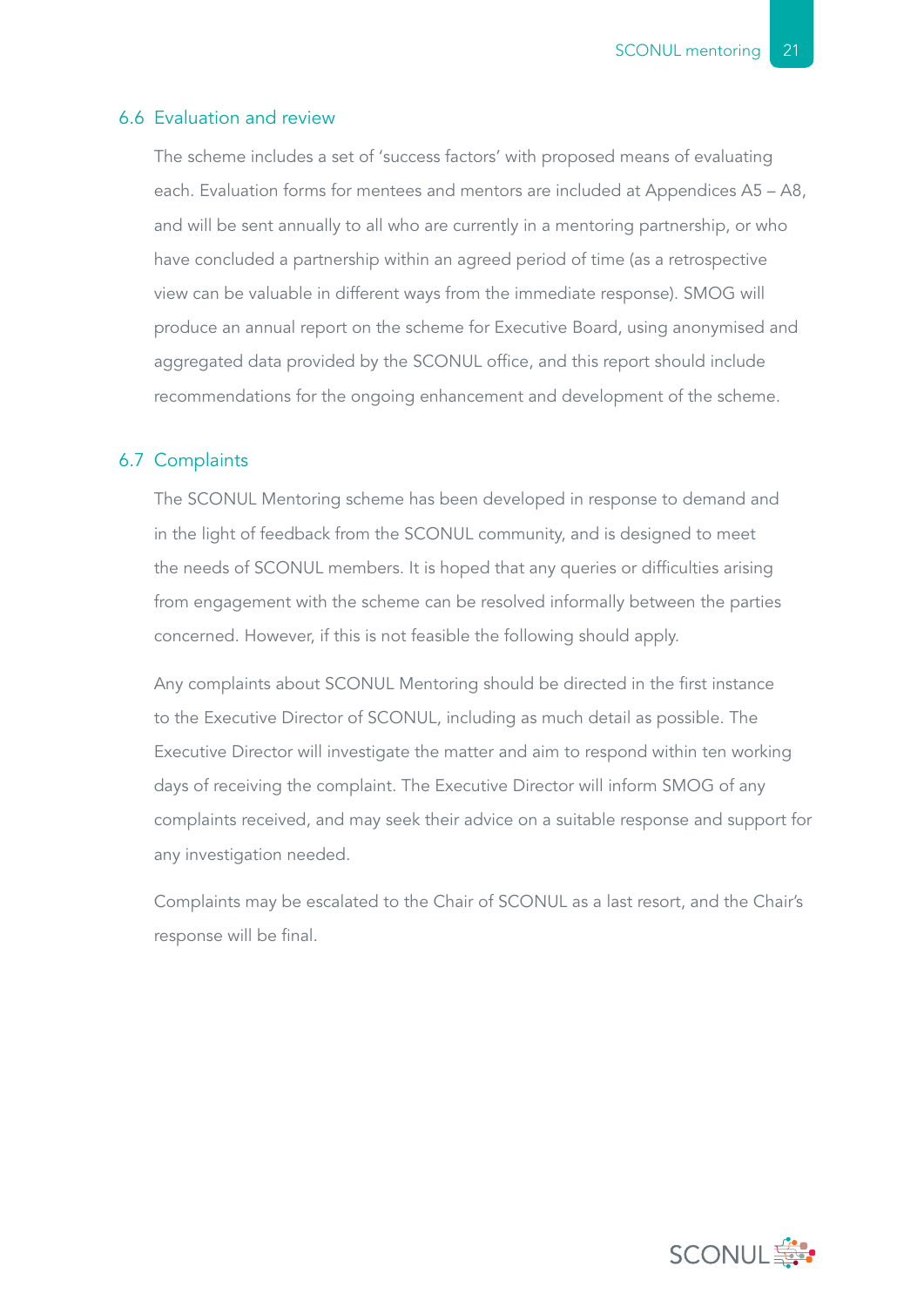## 6.6 Evaluation and review

The scheme includes a set of 'success factors' with proposed means of evaluating each. Evaluation forms for mentees and mentors are included at Appendices A5 – A8, and will be sent annually to all who are currently in a mentoring partnership, or who have concluded a partnership within an agreed period of time (as a retrospective view can be valuable in different ways from the immediate response). SMOG will produce an annual report on the scheme for Executive Board, using anonymised and aggregated data provided by the SCONUL office, and this report should include recommendations for the ongoing enhancement and development of the scheme.

## 6.7 Complaints

The SCONUL Mentoring scheme has been developed in response to demand and in the light of feedback from the SCONUL community, and is designed to meet the needs of SCONUL members. It is hoped that any queries or difficulties arising from engagement with the scheme can be resolved informally between the parties concerned. However, if this is not feasible the following should apply.

Any complaints about SCONUL Mentoring should be directed in the first instance to the Executive Director of SCONUL, including as much detail as possible. The Executive Director will investigate the matter and aim to respond within ten working days of receiving the complaint. The Executive Director will inform SMOG of any complaints received, and may seek their advice on a suitable response and support for any investigation needed.

Complaints may be escalated to the Chair of SCONUL as a last resort, and the Chair's response will be final.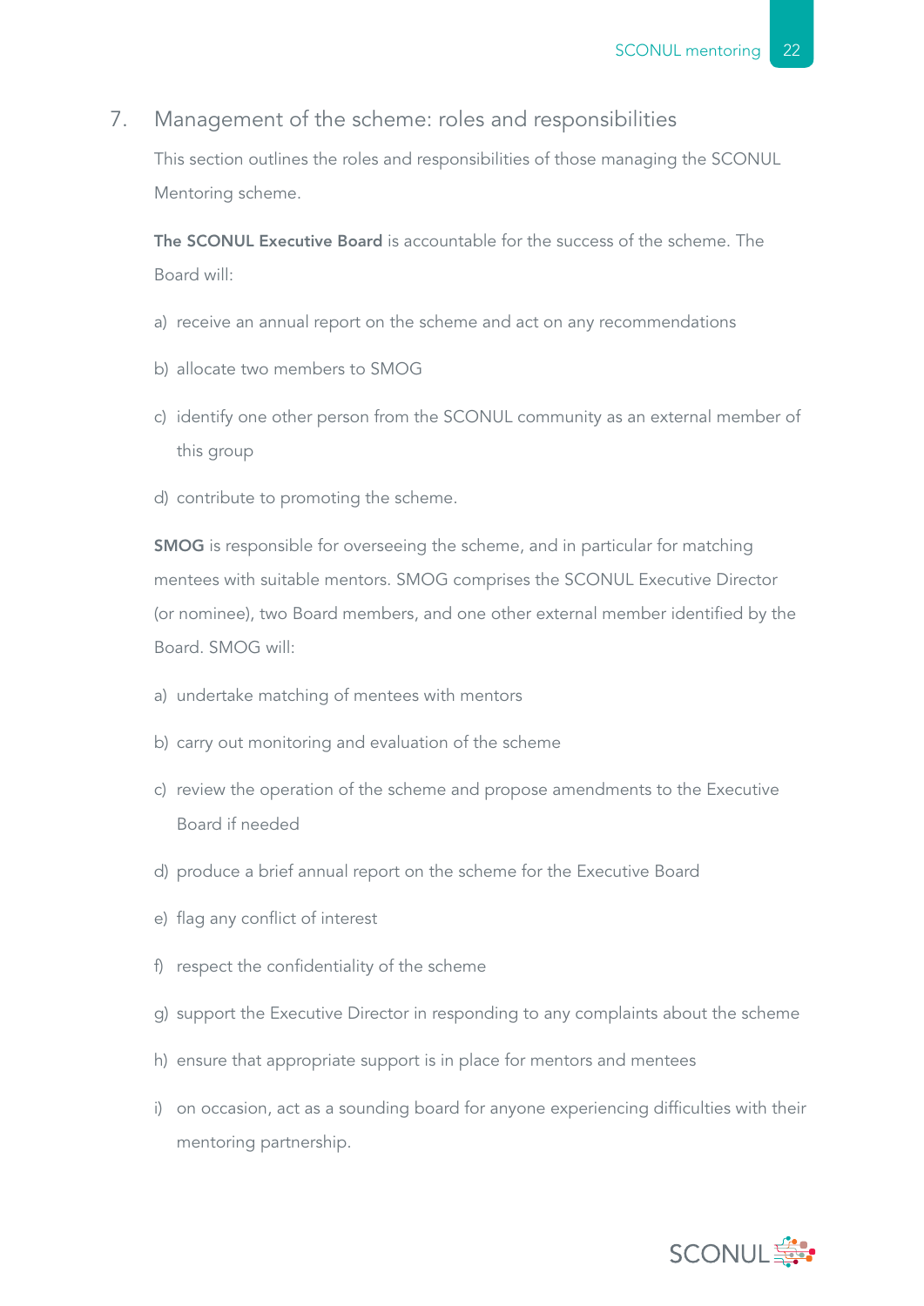## 7. Management of the scheme: roles and responsibilities

This section outlines the roles and responsibilities of those managing the SCONUL Mentoring scheme.

**The SCONUL Executive Board** is accountable for the success of the scheme. The Board will:

a) receive an annual report on the scheme and act on any recommendations

b) allocate two members to SMOG

c) identify one other person from the SCONUL community as an external member of this group

d) contribute to promoting the scheme.

**SMOG** is responsible for overseeing the scheme, and in particular for matching mentees with suitable mentors. SMOG comprises the SCONUL Executive Director (or nominee), two Board members, and one other external member identified by the Board. SMOG will:

a) undertake matching of mentees with mentors

b) carry out monitoring and evaluation of the scheme

c) review the operation of the scheme and propose amendments to the Executive Board if needed

d) produce a brief annual report on the scheme for the Executive Board

e) flag any conflict of interest

f) respect the confidentiality of the scheme

g) support the Executive Director in responding to any complaints about the scheme

h) ensure that appropriate support is in place for mentors and mentees

i) on occasion, act as a sounding board for anyone experiencing difficulties with their mentoring partnership.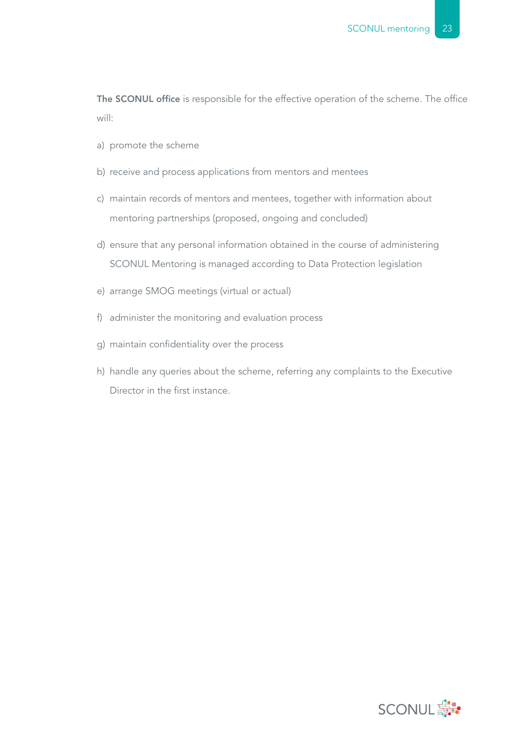**The SCONUL office** is responsible for the effective operation of the scheme. The office will:

a) promote the scheme

b) receive and process applications from mentors and mentees

c) maintain records of mentors and mentees, together with information about mentoring partnerships (proposed, ongoing and concluded)

d) ensure that any personal information obtained in the course of administering SCONUL Mentoring is managed according to Data Protection legislation

e) arrange SMOG meetings (virtual or actual)

f) administer the monitoring and evaluation process

g) maintain confidentiality over the process

h) handle any queries about the scheme, referring any complaints to the Executive Director in the first instance.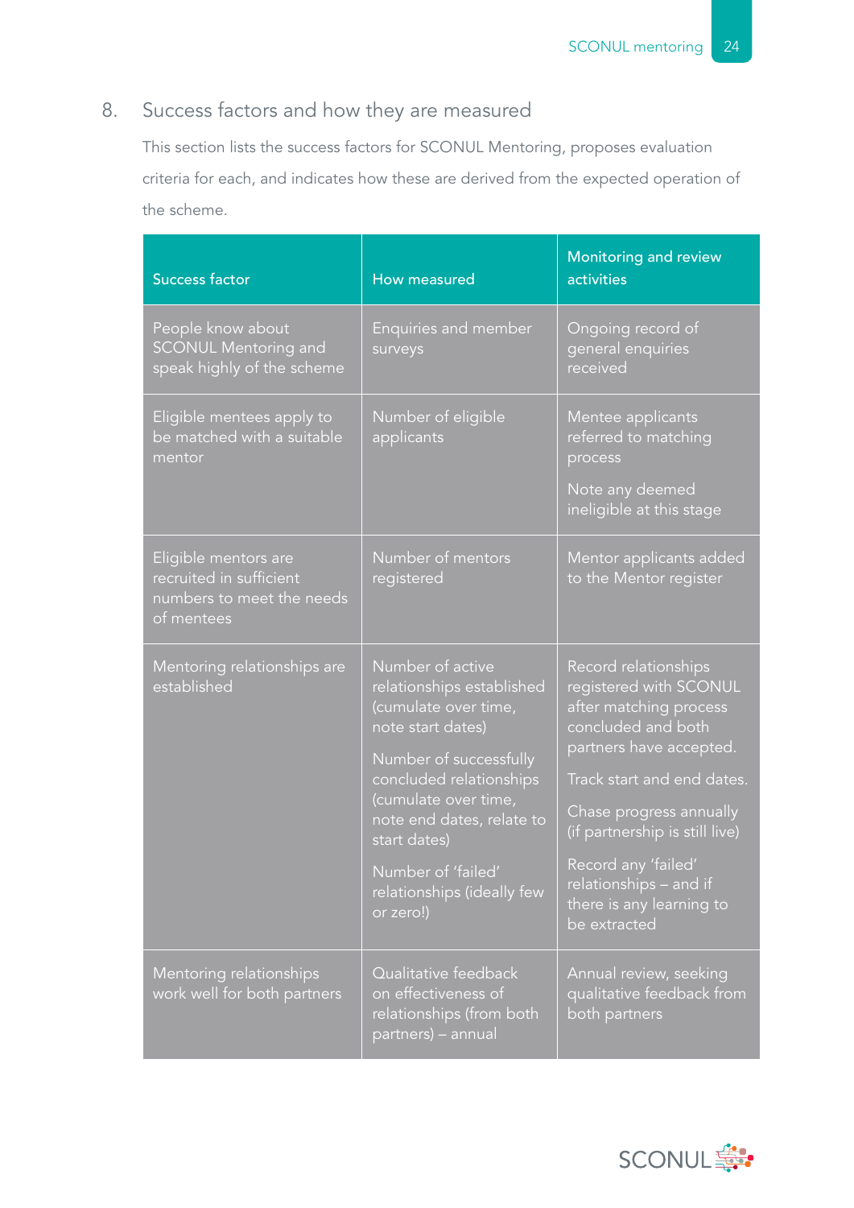## 8. Success factors and how they are measured

This section lists the success factors for SCONUL Mentoring, proposes evaluation criteria for each, and indicates how these are derived from the expected operation of the scheme.

| Success factor | How measured | Monitoring and review activities |
|---|---|---|
| People know about SCONUL Mentoring and speak highly of the scheme | Enquiries and member surveys | Ongoing record of general enquiries received |
| Eligible mentees apply to be matched with a suitable mentor | Number of eligible applicants | Mentee applicants referred to matching process<br><br>Note any deemed ineligible at this stage |
| Eligible mentors are recruited in sufficient numbers to meet the needs of mentees | Number of mentors registered | Mentor applicants added to the Mentor register |
| Mentoring relationships are established | Number of active relationships established (cumulate over time, note start dates)<br><br>Number of successfully concluded relationships (cumulate over time, note end dates, relate to start dates)<br><br>Number of 'failed' relationships (ideally few or zero!) | Record relationships registered with SCONUL after matching process concluded and both partners have accepted.<br><br>Track start and end dates.<br><br>Chase progress annually (if partnership is still live)<br><br>Record any 'failed' relationships – and if there is any learning to be extracted |
| Mentoring relationships work well for both partners | Qualitative feedback on effectiveness of relationships (from both partners) – annual | Annual review, seeking qualitative feedback from both partners |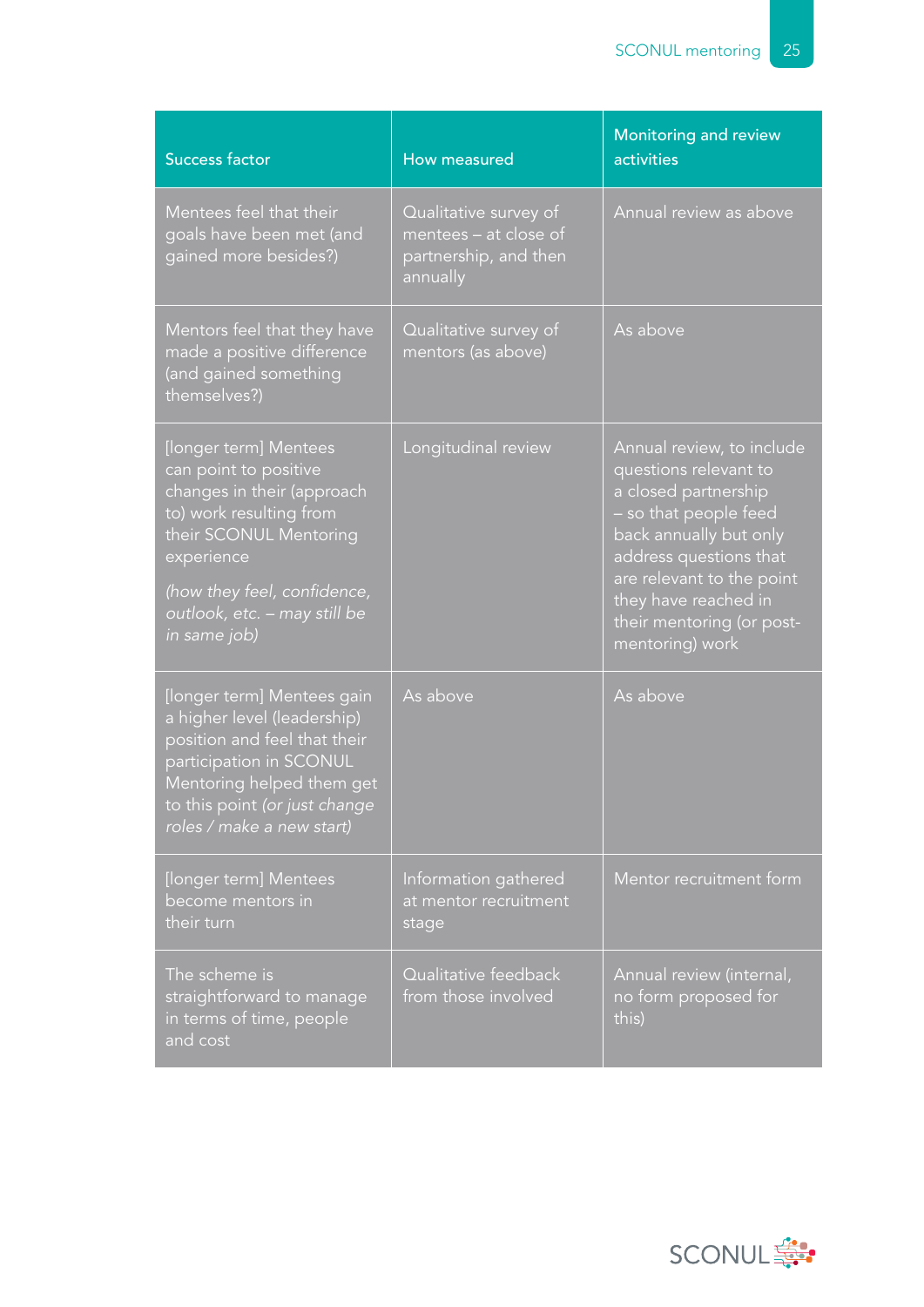| Success factor | How measured | Monitoring and review activities |
|---|---|---|
| Mentees feel that their goals have been met (and gained more besides?) | Qualitative survey of mentees – at close of partnership, and then annually | Annual review as above |
| Mentors feel that they have made a positive difference (and gained something themselves?) | Qualitative survey of mentors (as above) | As above |
| [longer term] Mentees can point to positive changes in their (approach to) work resulting from their SCONUL Mentoring experience *(how they feel, confidence, outlook, etc. – may still be in same job)* | Longitudinal review | Annual review, to include questions relevant to a closed partnership – so that people feed back annually but only address questions that are relevant to the point they have reached in their mentoring (or post-mentoring) work |
| [longer term] Mentees gain a higher level (leadership) position and feel that their participation in SCONUL Mentoring helped them get to this point *(or just change roles / make a new start)* | As above | As above |
| [longer term] Mentees become mentors in their turn | Information gathered at mentor recruitment stage | Mentor recruitment form |
| The scheme is straightforward to manage in terms of time, people and cost | Qualitative feedback from those involved | Annual review (internal, no form proposed for this) |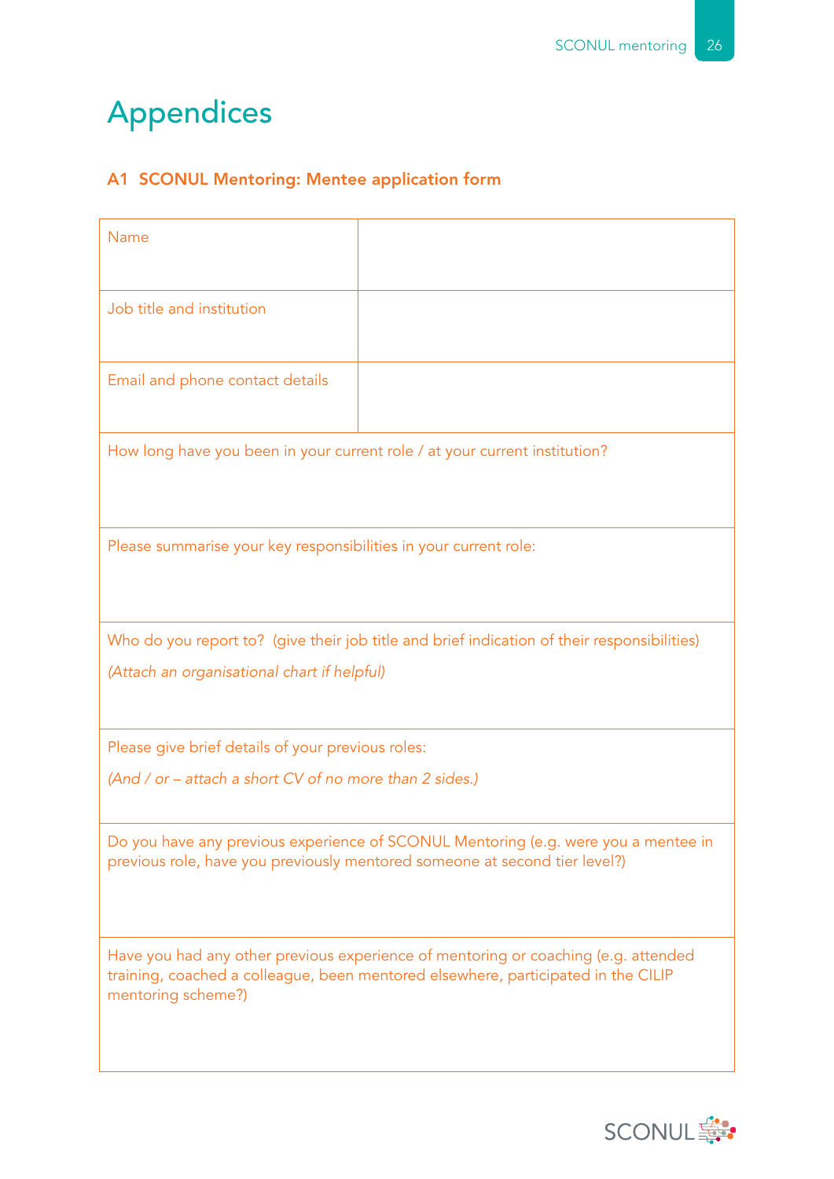# Appendices

### A1 SCONUL Mentoring: Mentee application form

| Name | |
|---|---|
| Job title and institution | |
| Email and phone contact details | |
| How long have you been in your current role / at your current institution? | |
| Please summarise your key responsibilities in your current role: | |
| Who do you report to? (give their job title and brief indication of their responsibilities) *(Attach an organisational chart if helpful)* | |
| Please give brief details of your previous roles: *(And / or – attach a short CV of no more than 2 sides.)* | |
| Do you have any previous experience of SCONUL Mentoring (e.g. were you a mentee in previous role, have you previously mentored someone at second tier level?) | |
| Have you had any other previous experience of mentoring or coaching (e.g. attended training, coached a colleague, been mentored elsewhere, participated in the CILIP mentoring scheme?) | |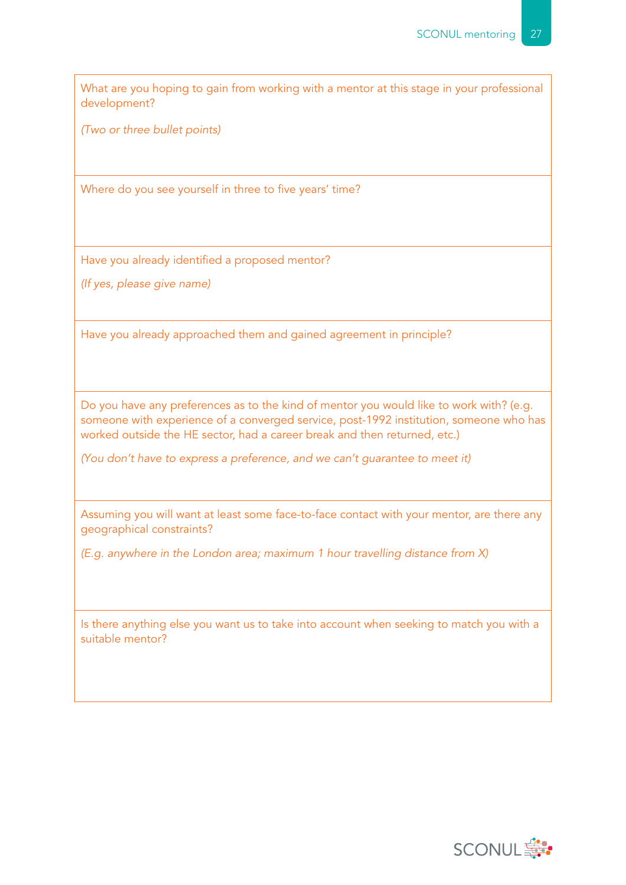| What are you hoping to gain from working with a mentor at this stage in your professional development?<br><br>*(Two or three bullet points)* |
|---|
| Where do you see yourself in three to five years' time? |
| Have you already identified a proposed mentor?<br><br>*(If yes, please give name)* |
| Have you already approached them and gained agreement in principle? |
| Do you have any preferences as to the kind of mentor you would like to work with? (e.g. someone with experience of a converged service, post-1992 institution, someone who has worked outside the HE sector, had a career break and then returned, etc.)<br><br>*(You don't have to express a preference, and we can't guarantee to meet it)* |
| Assuming you will want at least some face-to-face contact with your mentor, are there any geographical constraints?<br><br>*(E.g. anywhere in the London area; maximum 1 hour travelling distance from X)* |
| Is there anything else you want us to take into account when seeking to match you with a suitable mentor? |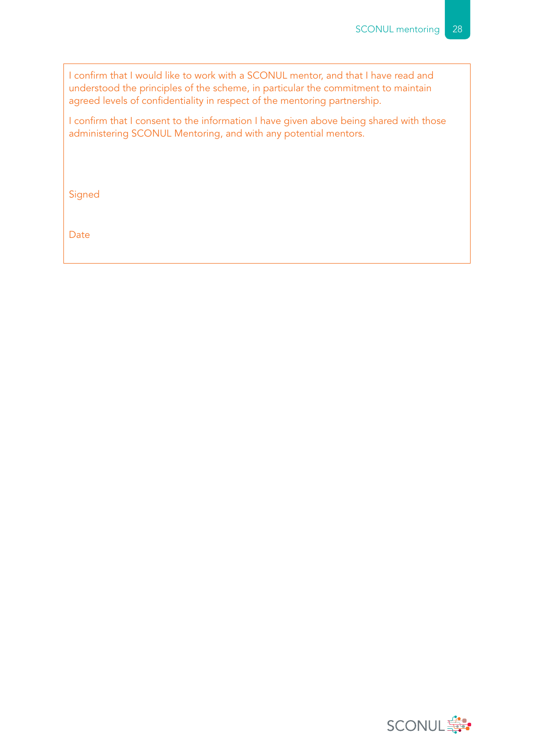I confirm that I would like to work with a SCONUL mentor, and that I have read and understood the principles of the scheme, in particular the commitment to maintain agreed levels of confidentiality in respect of the mentoring partnership.

I confirm that I consent to the information I have given above being shared with those administering SCONUL Mentoring, and with any potential mentors.

Signed

Date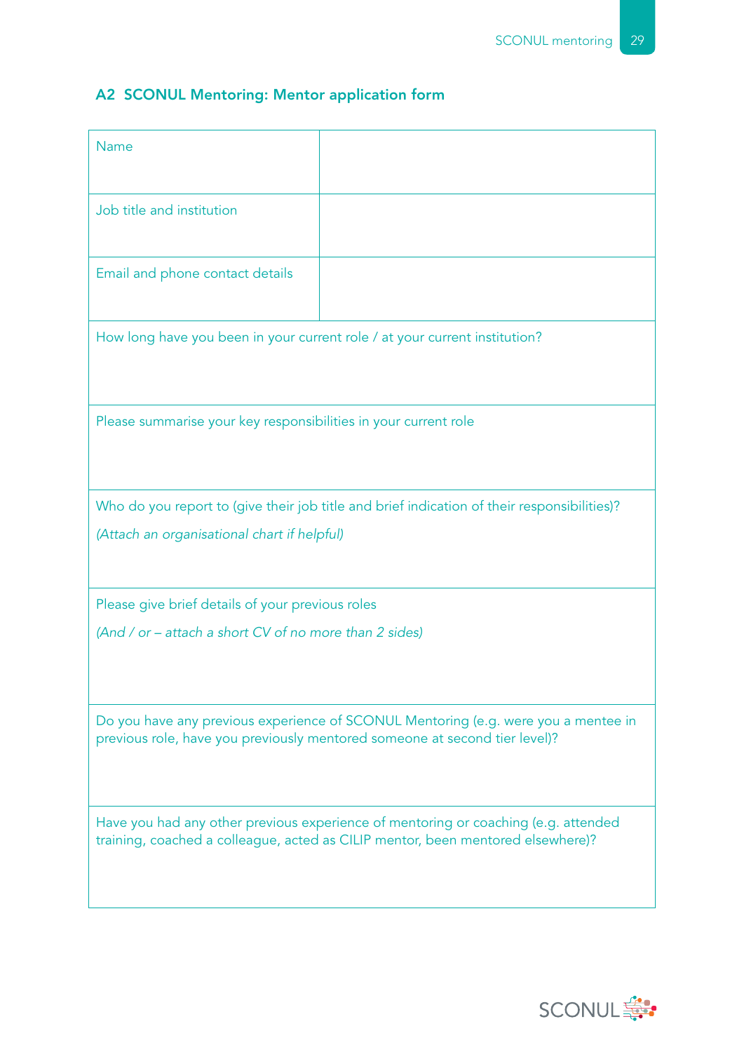## A2 SCONUL Mentoring: Mentor application form

| | |
|---|---|
| Name | |
| Job title and institution | |
| Email and phone contact details | |

How long have you been in your current role / at your current institution?

Please summarise your key responsibilities in your current role

Who do you report to (give their job title and brief indication of their responsibilities)?

*(Attach an organisational chart if helpful)*

Please give brief details of your previous roles

*(And / or – attach a short CV of no more than 2 sides)*

Do you have any previous experience of SCONUL Mentoring (e.g. were you a mentee in previous role, have you previously mentored someone at second tier level)?

Have you had any other previous experience of mentoring or coaching (e.g. attended training, coached a colleague, acted as CILIP mentor, been mentored elsewhere)?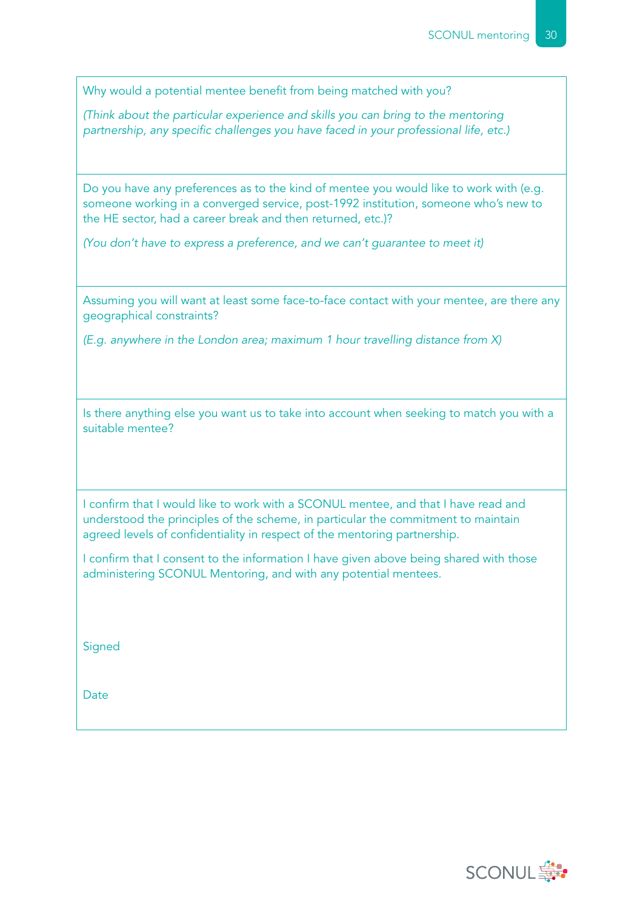Why would a potential mentee benefit from being matched with you?

*(Think about the particular experience and skills you can bring to the mentoring partnership, any specific challenges you have faced in your professional life, etc.)*

---

Do you have any preferences as to the kind of mentee you would like to work with (e.g. someone working in a converged service, post-1992 institution, someone who's new to the HE sector, had a career break and then returned, etc.)?

*(You don't have to express a preference, and we can't guarantee to meet it)*

---

Assuming you will want at least some face-to-face contact with your mentee, are there any geographical constraints?

*(E.g. anywhere in the London area; maximum 1 hour travelling distance from X)*

---

Is there anything else you want us to take into account when seeking to match you with a suitable mentee?

---

I confirm that I would like to work with a SCONUL mentee, and that I have read and understood the principles of the scheme, in particular the commitment to maintain agreed levels of confidentiality in respect of the mentoring partnership.

I confirm that I consent to the information I have given above being shared with those administering SCONUL Mentoring, and with any potential mentees.

Signed

Date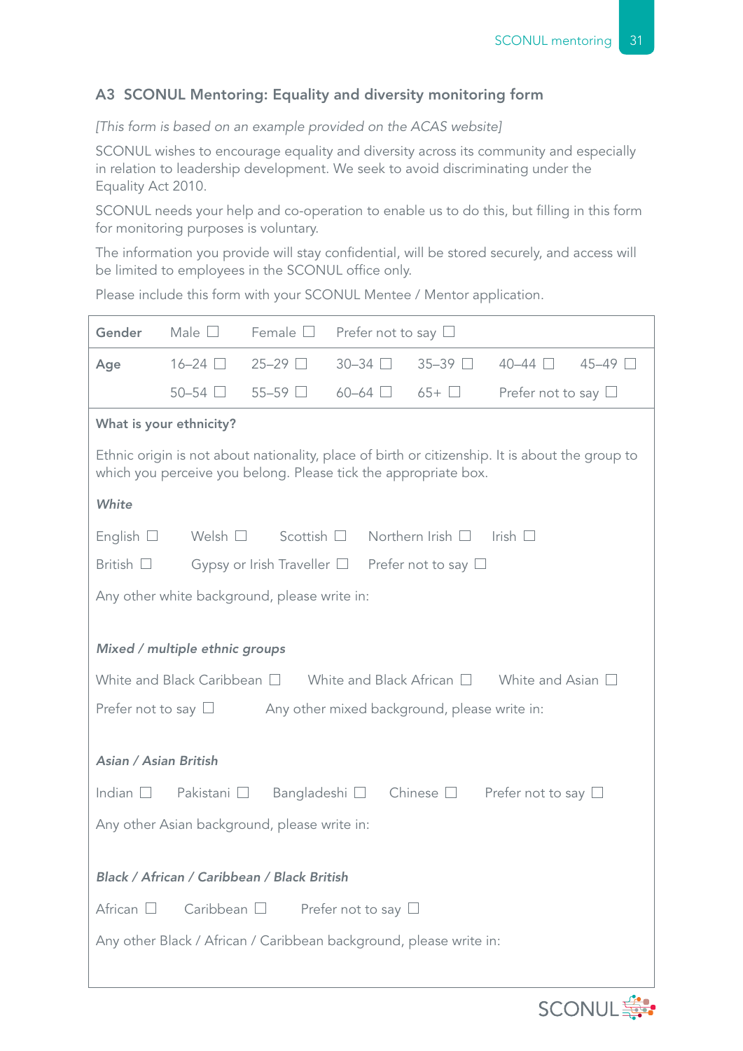## A3 SCONUL Mentoring: Equality and diversity monitoring form

*[This form is based on an example provided on the ACAS website]*

SCONUL wishes to encourage equality and diversity across its community and especially in relation to leadership development. We seek to avoid discriminating under the Equality Act 2010.

SCONUL needs your help and co-operation to enable us to do this, but filling in this form for monitoring purposes is voluntary.

The information you provide will stay confidential, will be stored securely, and access will be limited to employees in the SCONUL office only.

Please include this form with your SCONUL Mentee / Mentor application.

| | | | | | | |
|---|---|---|---|---|---|---|
| **Gender** | Male ☐ | Female ☐ | Prefer not to say ☐ | | | |
| **Age** | 16–24 ☐ | 25–29 ☐ | 30–34 ☐ | 35–39 ☐ | 40–44 ☐ | 45–49 ☐ |
| | 50–54 ☐ | 55–59 ☐ | 60–64 ☐ | 65+ ☐ | Prefer not to say ☐ | |

**What is your ethnicity?**

Ethnic origin is not about nationality, place of birth or citizenship. It is about the group to which you perceive you belong. Please tick the appropriate box.

***White***

English ☐ Welsh ☐ Scottish ☐ Northern Irish ☐ Irish ☐

British ☐ Gypsy or Irish Traveller ☐ Prefer not to say ☐

Any other white background, please write in:

***Mixed / multiple ethnic groups***

White and Black Caribbean ☐ White and Black African ☐ White and Asian ☐

Prefer not to say ☐ Any other mixed background, please write in:

***Asian / Asian British***

Indian ☐ Pakistani ☐ Bangladeshi ☐ Chinese ☐ Prefer not to say ☐

Any other Asian background, please write in:

***Black / African / Caribbean / Black British***

African ☐ Caribbean ☐ Prefer not to say ☐

Any other Black / African / Caribbean background, please write in: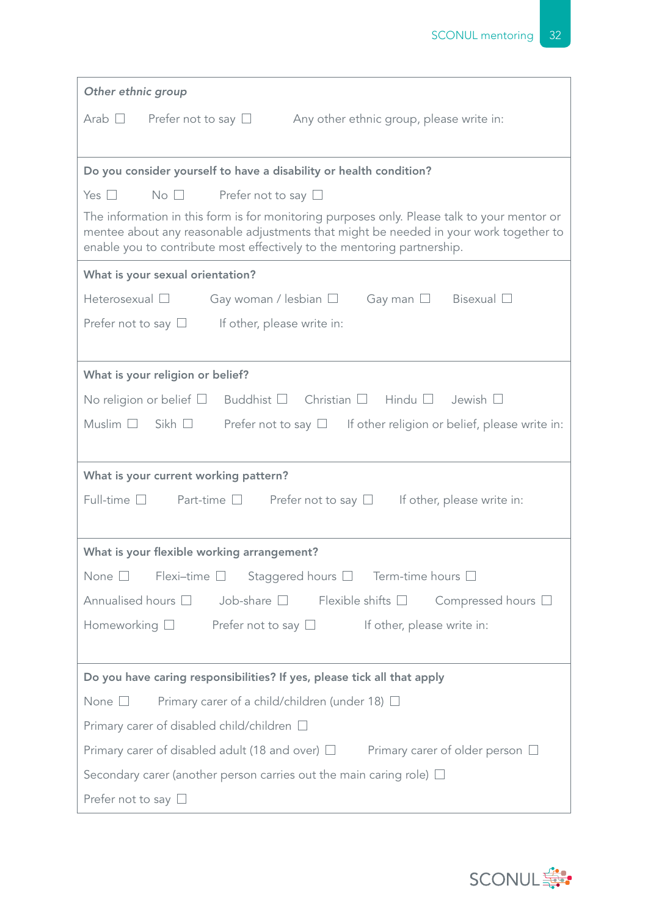*Other ethnic group*

Arab ☐ Prefer not to say ☐ Any other ethnic group, please write in:

**Do you consider yourself to have a disability or health condition?**

Yes ☐ No ☐ Prefer not to say ☐

The information in this form is for monitoring purposes only. Please talk to your mentor or mentee about any reasonable adjustments that might be needed in your work together to enable you to contribute most effectively to the mentoring partnership.

**What is your sexual orientation?**

Heterosexual ☐ Gay woman / lesbian ☐ Gay man ☐ Bisexual ☐

Prefer not to say ☐ If other, please write in:

**What is your religion or belief?**

No religion or belief ☐ Buddhist ☐ Christian ☐ Hindu ☐ Jewish ☐

Muslim ☐ Sikh ☐ Prefer not to say ☐ If other religion or belief, please write in:

**What is your current working pattern?**

Full-time ☐ Part-time ☐ Prefer not to say ☐ If other, please write in:

**What is your flexible working arrangement?**

None ☐ Flexi–time ☐ Staggered hours ☐ Term-time hours ☐

Annualised hours ☐ Job-share ☐ Flexible shifts ☐ Compressed hours ☐

Homeworking ☐ Prefer not to say ☐ If other, please write in:

**Do you have caring responsibilities? If yes, please tick all that apply**

None ☐ Primary carer of a child/children (under 18) ☐

Primary carer of disabled child/children ☐

Primary carer of disabled adult (18 and over) ☐ Primary carer of older person ☐

Secondary carer (another person carries out the main caring role) ☐

Prefer not to say ☐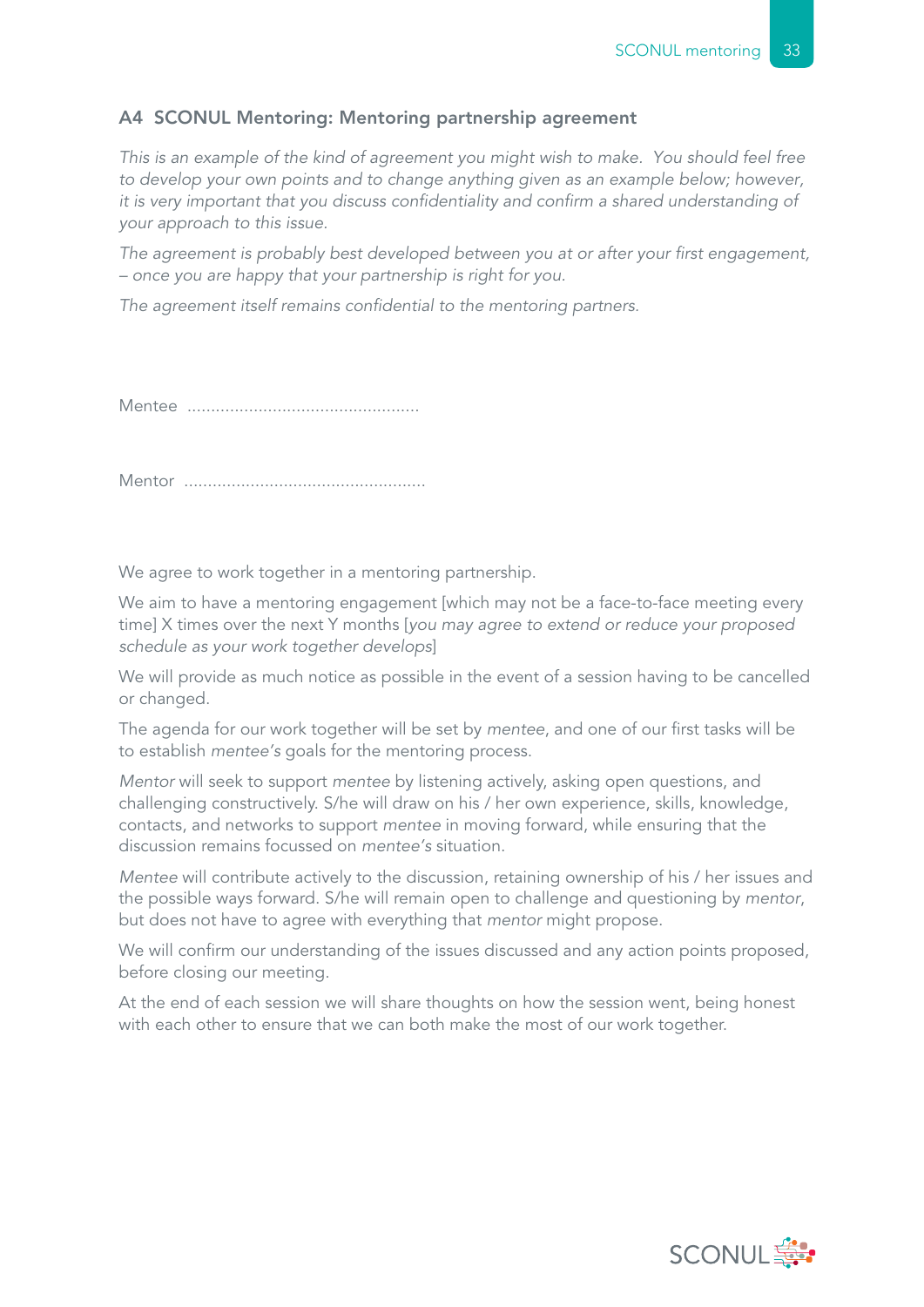## A4 SCONUL Mentoring: Mentoring partnership agreement

*This is an example of the kind of agreement you might wish to make. You should feel free to develop your own points and to change anything given as an example below; however, it is very important that you discuss confidentiality and confirm a shared understanding of your approach to this issue.*

*The agreement is probably best developed between you at or after your first engagement, – once you are happy that your partnership is right for you.*

*The agreement itself remains confidential to the mentoring partners.*

Mentee ..................................................

Mentor ...................................................

We agree to work together in a mentoring partnership.

We aim to have a mentoring engagement [which may not be a face-to-face meeting every time] X times over the next Y months [*you may agree to extend or reduce your proposed schedule as your work together develops*]

We will provide as much notice as possible in the event of a session having to be cancelled or changed.

The agenda for our work together will be set by *mentee*, and one of our first tasks will be to establish *mentee's* goals for the mentoring process.

*Mentor* will seek to support *mentee* by listening actively, asking open questions, and challenging constructively. S/he will draw on his / her own experience, skills, knowledge, contacts, and networks to support *mentee* in moving forward, while ensuring that the discussion remains focussed on *mentee's* situation.

*Mentee* will contribute actively to the discussion, retaining ownership of his / her issues and the possible ways forward. S/he will remain open to challenge and questioning by *mentor*, but does not have to agree with everything that *mentor* might propose.

We will confirm our understanding of the issues discussed and any action points proposed, before closing our meeting.

At the end of each session we will share thoughts on how the session went, being honest with each other to ensure that we can both make the most of our work together.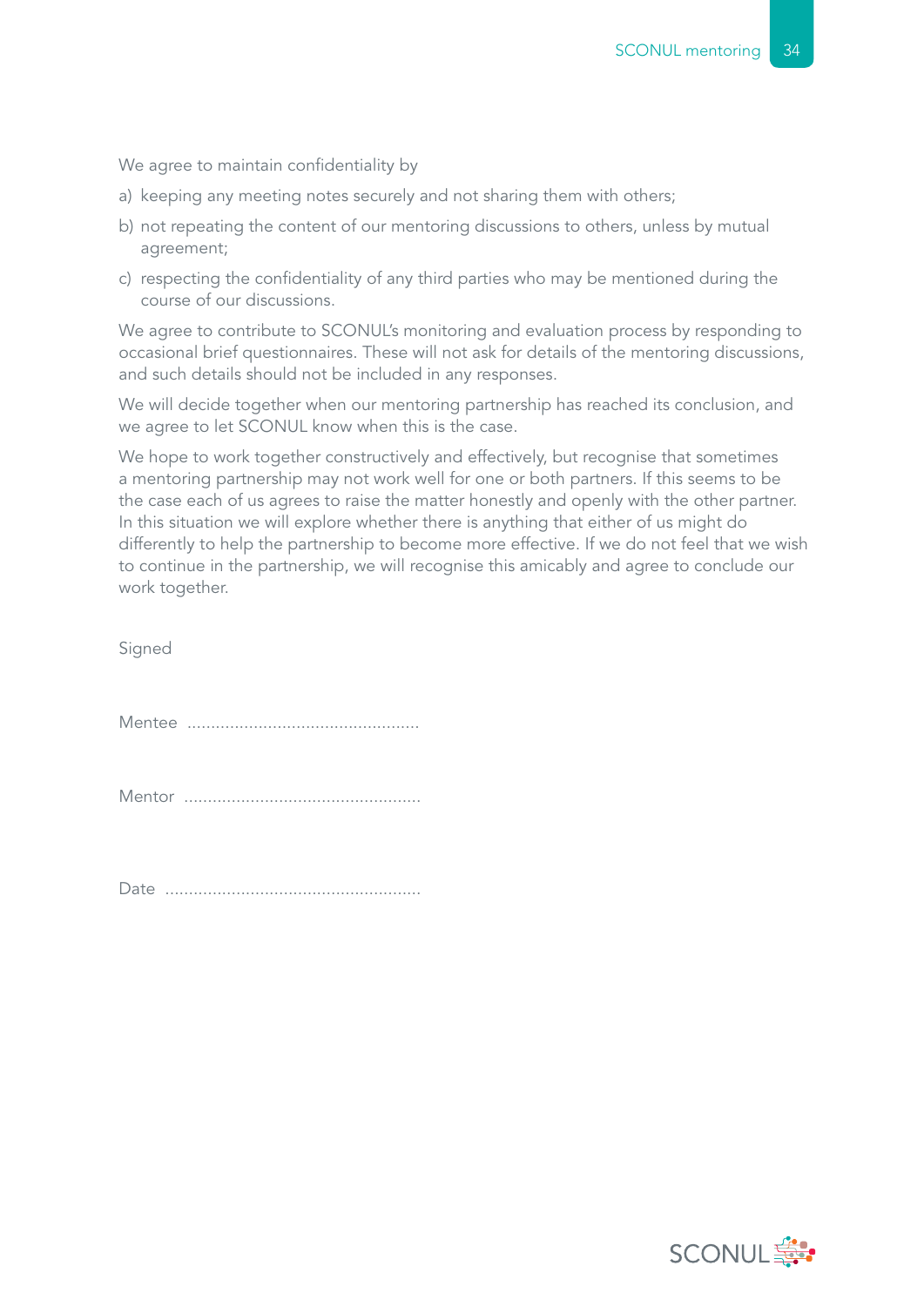We agree to maintain confidentiality by

a) keeping any meeting notes securely and not sharing them with others;

b) not repeating the content of our mentoring discussions to others, unless by mutual agreement;

c) respecting the confidentiality of any third parties who may be mentioned during the course of our discussions.

We agree to contribute to SCONUL's monitoring and evaluation process by responding to occasional brief questionnaires. These will not ask for details of the mentoring discussions, and such details should not be included in any responses.

We will decide together when our mentoring partnership has reached its conclusion, and we agree to let SCONUL know when this is the case.

We hope to work together constructively and effectively, but recognise that sometimes a mentoring partnership may not work well for one or both partners. If this seems to be the case each of us agrees to raise the matter honestly and openly with the other partner. In this situation we will explore whether there is anything that either of us might do differently to help the partnership to become more effective. If we do not feel that we wish to continue in the partnership, we will recognise this amicably and agree to conclude our work together.

Signed

Mentee ................................................

Mentor .................................................

Date .....................................................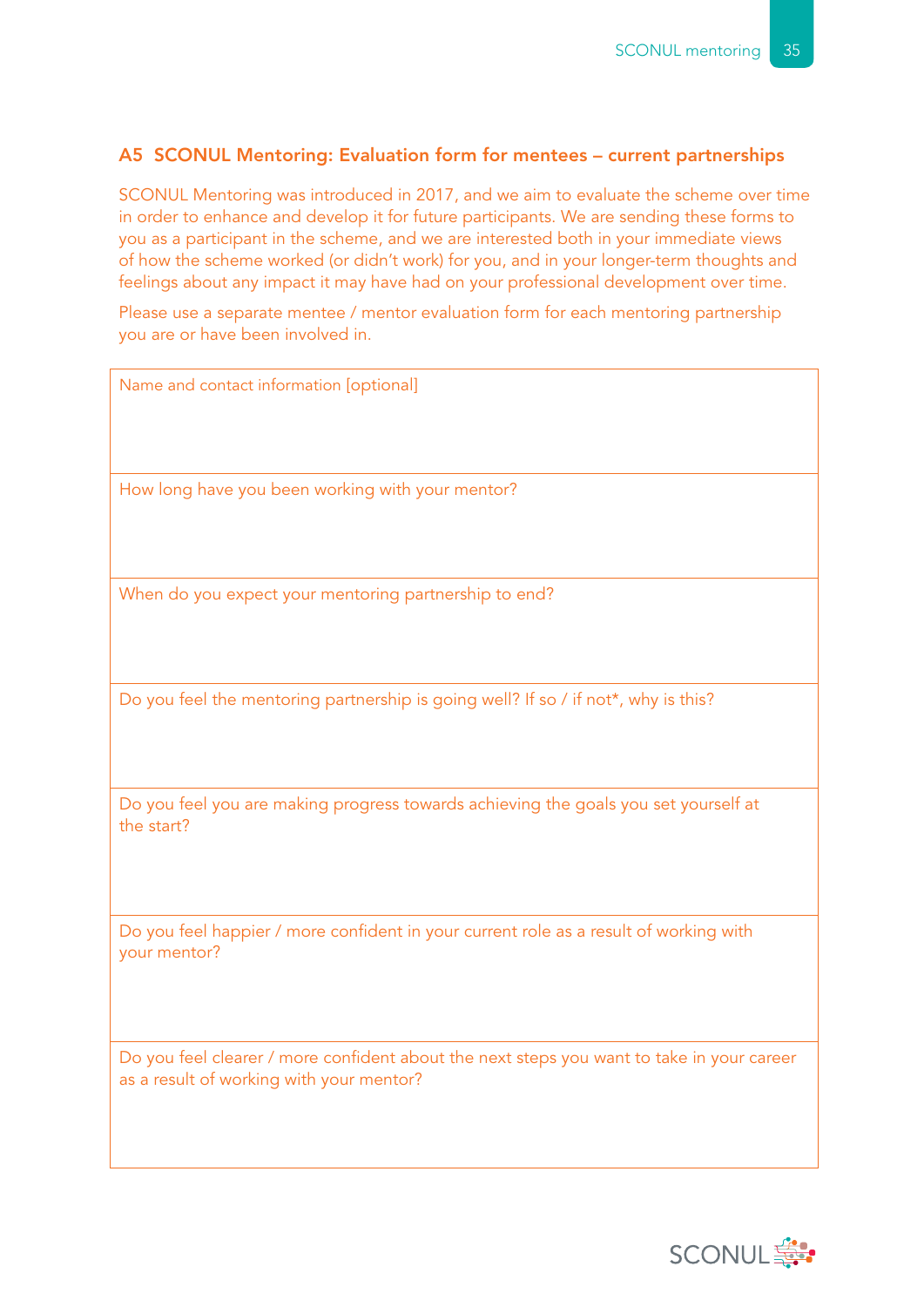## A5 SCONUL Mentoring: Evaluation form for mentees – current partnerships

SCONUL Mentoring was introduced in 2017, and we aim to evaluate the scheme over time in order to enhance and develop it for future participants. We are sending these forms to you as a participant in the scheme, and we are interested both in your immediate views of how the scheme worked (or didn't work) for you, and in your longer-term thoughts and feelings about any impact it may have had on your professional development over time.

Please use a separate mentee / mentor evaluation form for each mentoring partnership you are or have been involved in.

| Name and contact information [optional] |
|---|
| How long have you been working with your mentor? |
| When do you expect your mentoring partnership to end? |
| Do you feel the mentoring partnership is going well? If so / if not*, why is this? |
| Do you feel you are making progress towards achieving the goals you set yourself at the start? |
| Do you feel happier / more confident in your current role as a result of working with your mentor? |
| Do you feel clearer / more confident about the next steps you want to take in your career as a result of working with your mentor? |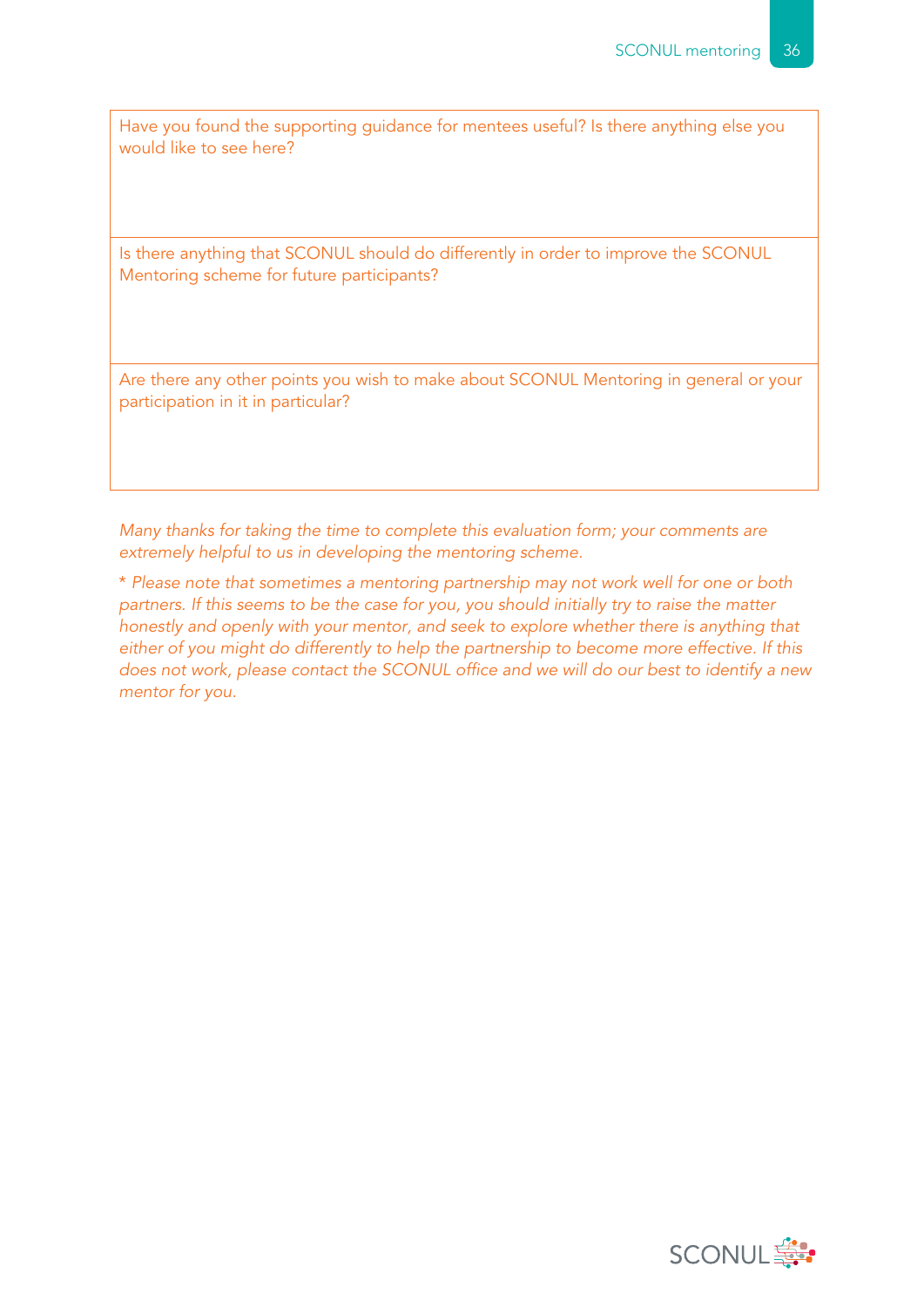| Have you found the supporting guidance for mentees useful? Is there anything else you would like to see here? |
| --- |
| Is there anything that SCONUL should do differently in order to improve the SCONUL Mentoring scheme for future participants? |
| Are there any other points you wish to make about SCONUL Mentoring in general or your participation in it in particular? |

*Many thanks for taking the time to complete this evaluation form; your comments are extremely helpful to us in developing the mentoring scheme.*

*\* Please note that sometimes a mentoring partnership may not work well for one or both partners. If this seems to be the case for you, you should initially try to raise the matter honestly and openly with your mentor, and seek to explore whether there is anything that either of you might do differently to help the partnership to become more effective. If this does not work, please contact the SCONUL office and we will do our best to identify a new mentor for you.*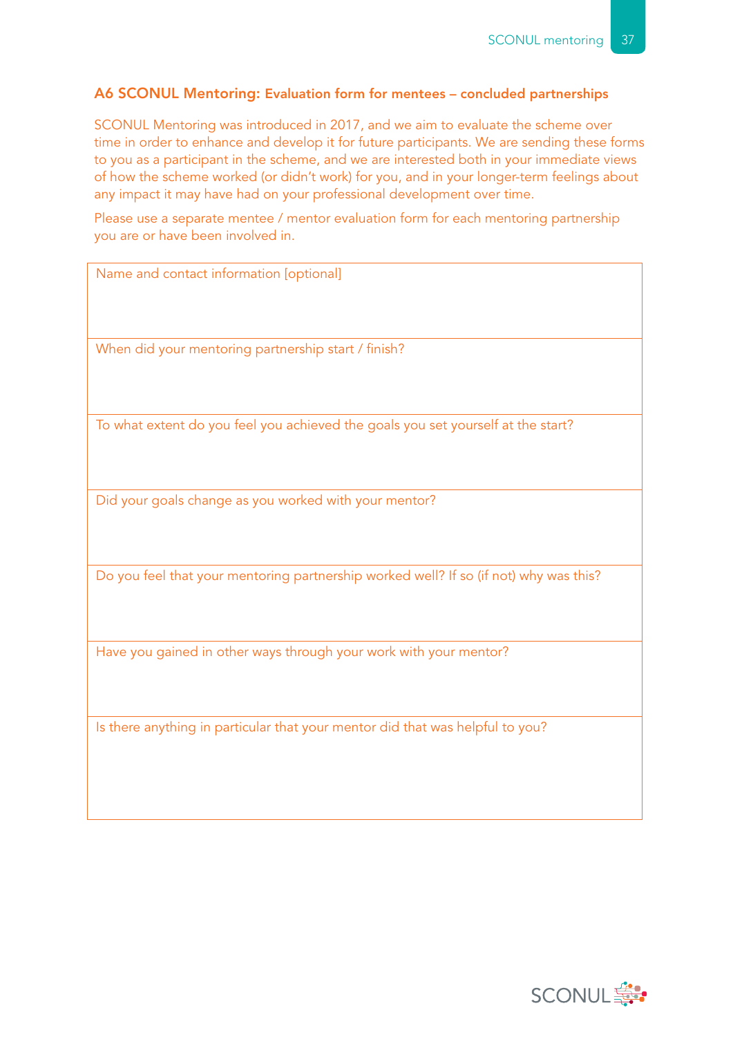## A6 SCONUL Mentoring: Evaluation form for mentees – concluded partnerships

SCONUL Mentoring was introduced in 2017, and we aim to evaluate the scheme over time in order to enhance and develop it for future participants. We are sending these forms to you as a participant in the scheme, and we are interested both in your immediate views of how the scheme worked (or didn't work) for you, and in your longer-term feelings about any impact it may have had on your professional development over time.

Please use a separate mentee / mentor evaluation form for each mentoring partnership you are or have been involved in.

| Name and contact information [optional] |
| --- |
| When did your mentoring partnership start / finish? |
| To what extent do you feel you achieved the goals you set yourself at the start? |
| Did your goals change as you worked with your mentor? |
| Do you feel that your mentoring partnership worked well? If so (if not) why was this? |
| Have you gained in other ways through your work with your mentor? |
| Is there anything in particular that your mentor did that was helpful to you? |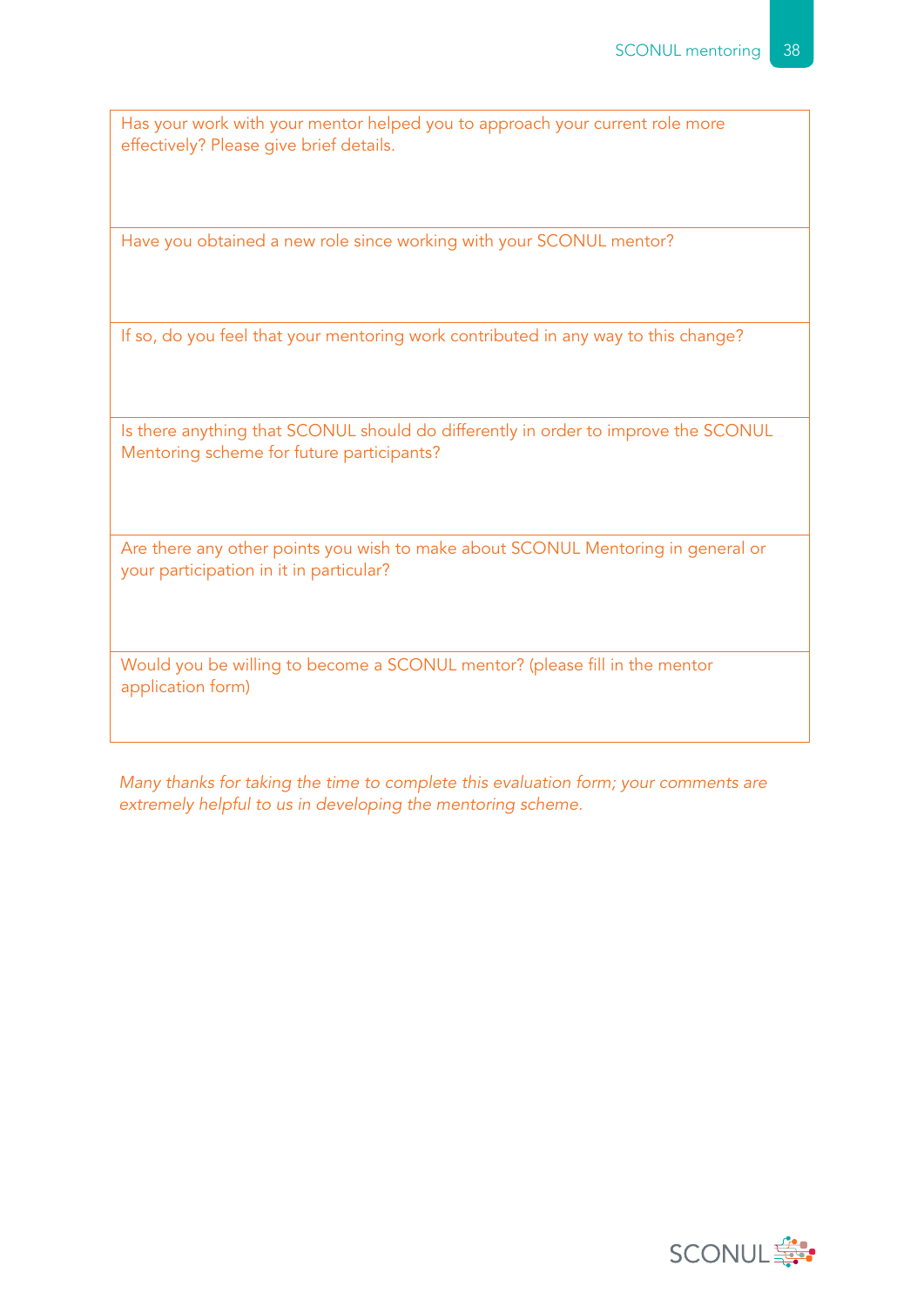| Has your work with your mentor helped you to approach your current role more effectively? Please give brief details. |
|---|
| Have you obtained a new role since working with your SCONUL mentor? |
| If so, do you feel that your mentoring work contributed in any way to this change? |
| Is there anything that SCONUL should do differently in order to improve the SCONUL Mentoring scheme for future participants? |
| Are there any other points you wish to make about SCONUL Mentoring in general or your participation in it in particular? |
| Would you be willing to become a SCONUL mentor? (please fill in the mentor application form) |

*Many thanks for taking the time to complete this evaluation form; your comments are extremely helpful to us in developing the mentoring scheme.*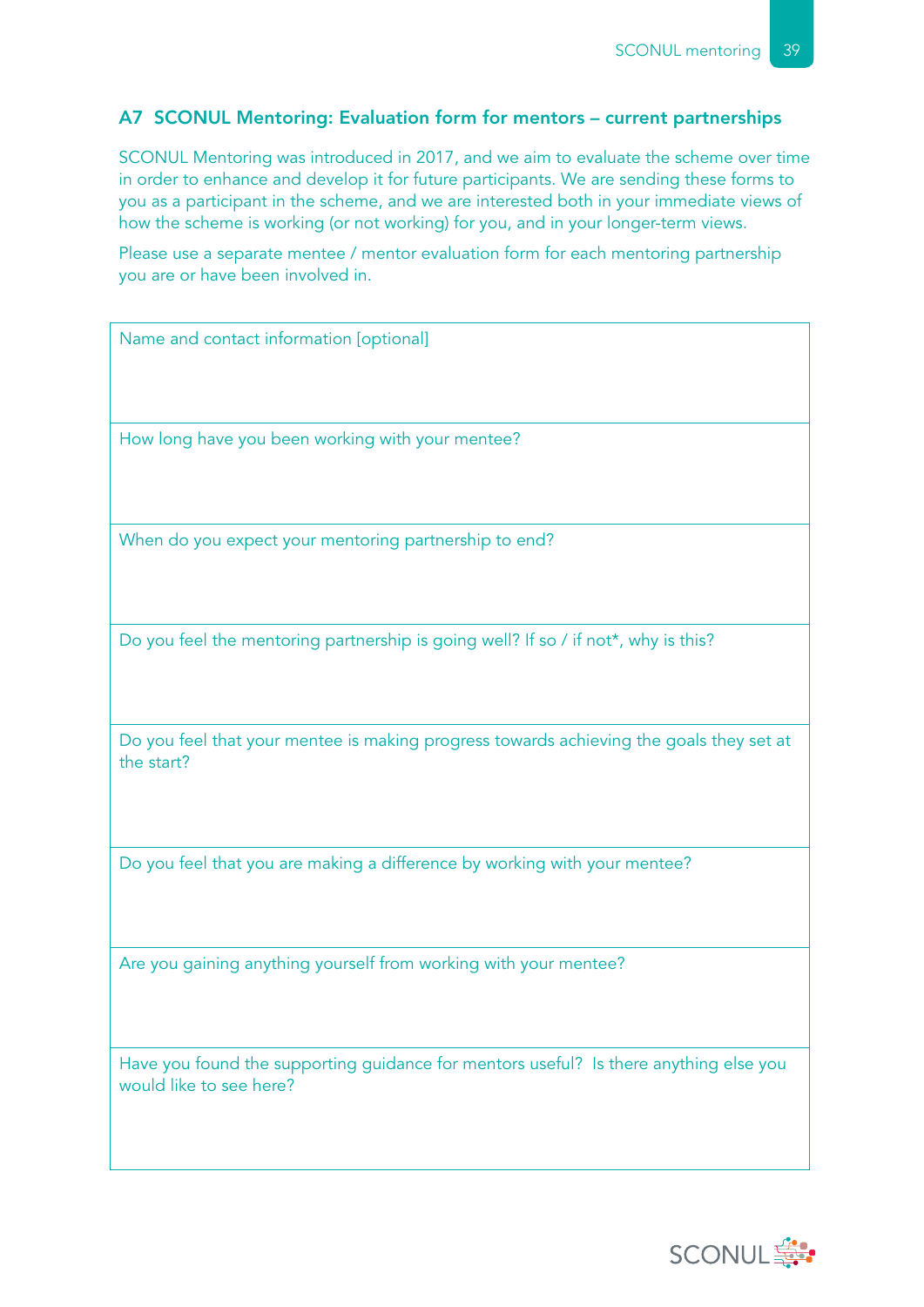## A7 SCONUL Mentoring: Evaluation form for mentors – current partnerships

SCONUL Mentoring was introduced in 2017, and we aim to evaluate the scheme over time in order to enhance and develop it for future participants. We are sending these forms to you as a participant in the scheme, and we are interested both in your immediate views of how the scheme is working (or not working) for you, and in your longer-term views.

Please use a separate mentee / mentor evaluation form for each mentoring partnership you are or have been involved in.

| Name and contact information [optional] |
|---|
| How long have you been working with your mentee? |
| When do you expect your mentoring partnership to end? |
| Do you feel the mentoring partnership is going well? If so / if not*, why is this? |
| Do you feel that your mentee is making progress towards achieving the goals they set at the start? |
| Do you feel that you are making a difference by working with your mentee? |
| Are you gaining anything yourself from working with your mentee? |
| Have you found the supporting guidance for mentors useful? Is there anything else you would like to see here? |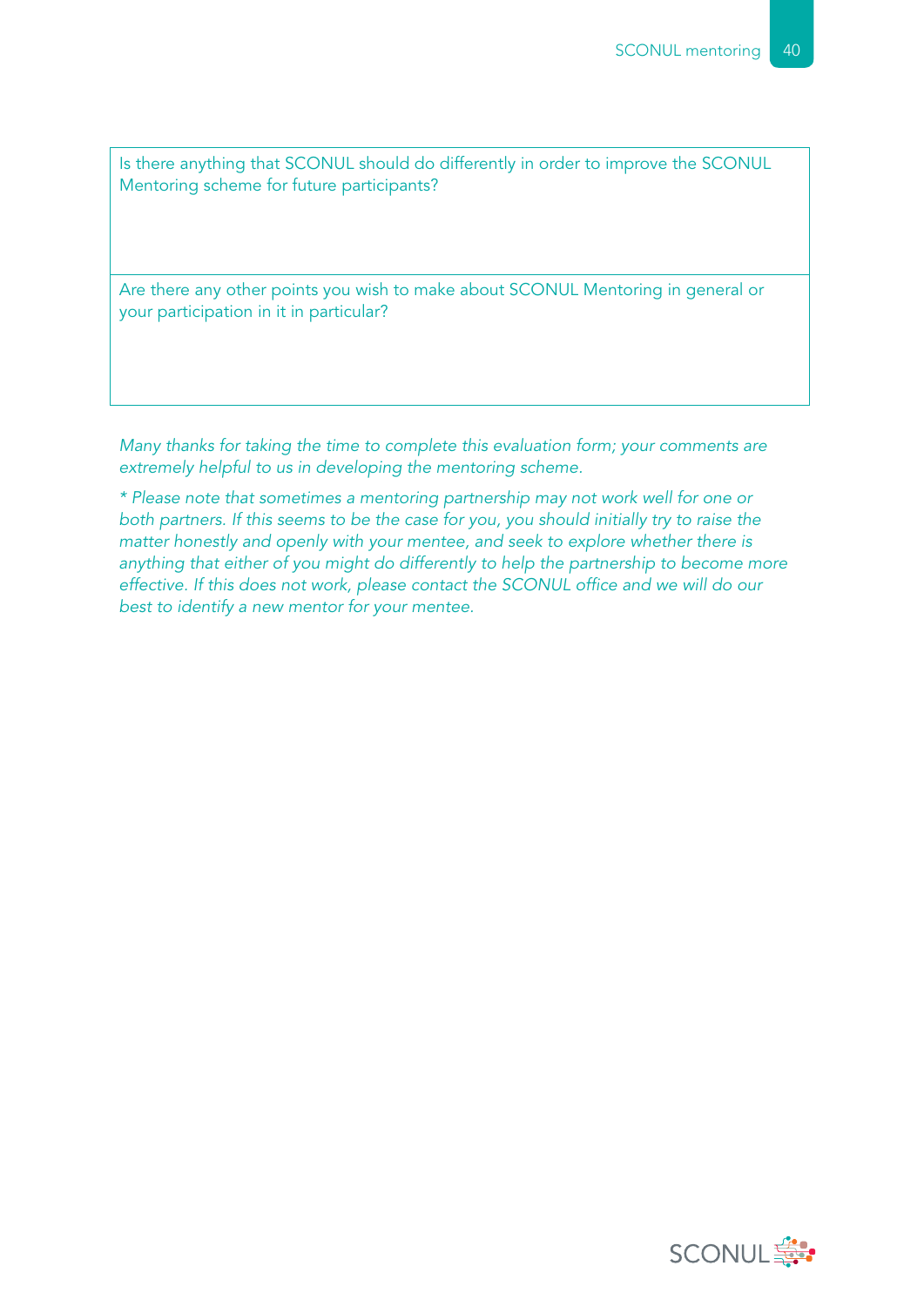| Is there anything that SCONUL should do differently in order to improve the SCONUL Mentoring scheme for future participants? |
| --- |
| Are there any other points you wish to make about SCONUL Mentoring in general or your participation in it in particular? |

*Many thanks for taking the time to complete this evaluation form; your comments are extremely helpful to us in developing the mentoring scheme.*

*\* Please note that sometimes a mentoring partnership may not work well for one or both partners. If this seems to be the case for you, you should initially try to raise the matter honestly and openly with your mentee, and seek to explore whether there is anything that either of you might do differently to help the partnership to become more effective. If this does not work, please contact the SCONUL office and we will do our best to identify a new mentor for your mentee.*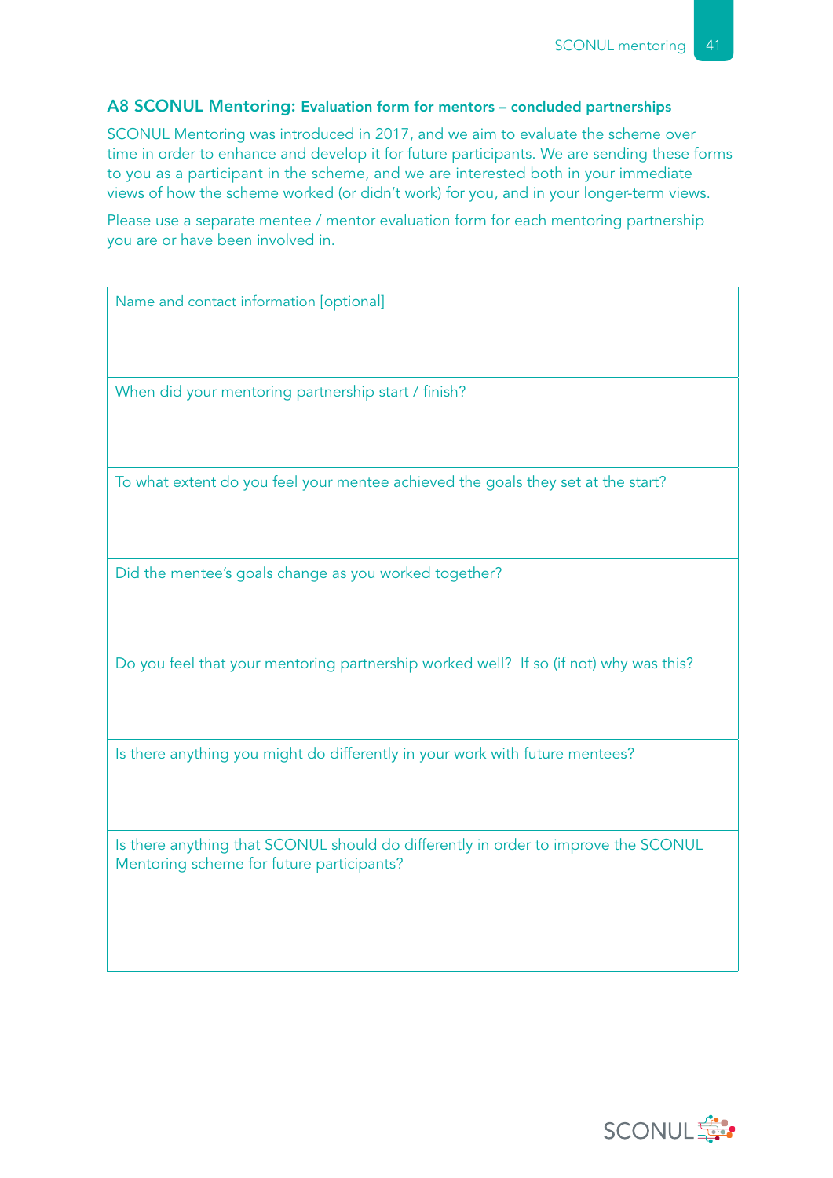## A8 SCONUL Mentoring: Evaluation form for mentors – concluded partnerships

SCONUL Mentoring was introduced in 2017, and we aim to evaluate the scheme over time in order to enhance and develop it for future participants. We are sending these forms to you as a participant in the scheme, and we are interested both in your immediate views of how the scheme worked (or didn't work) for you, and in your longer-term views.

Please use a separate mentee / mentor evaluation form for each mentoring partnership you are or have been involved in.

| Name and contact information [optional] |
|---|
| When did your mentoring partnership start / finish? |
| To what extent do you feel your mentee achieved the goals they set at the start? |
| Did the mentee's goals change as you worked together? |
| Do you feel that your mentoring partnership worked well? If so (if not) why was this? |
| Is there anything you might do differently in your work with future mentees? |
| Is there anything that SCONUL should do differently in order to improve the SCONUL Mentoring scheme for future participants? |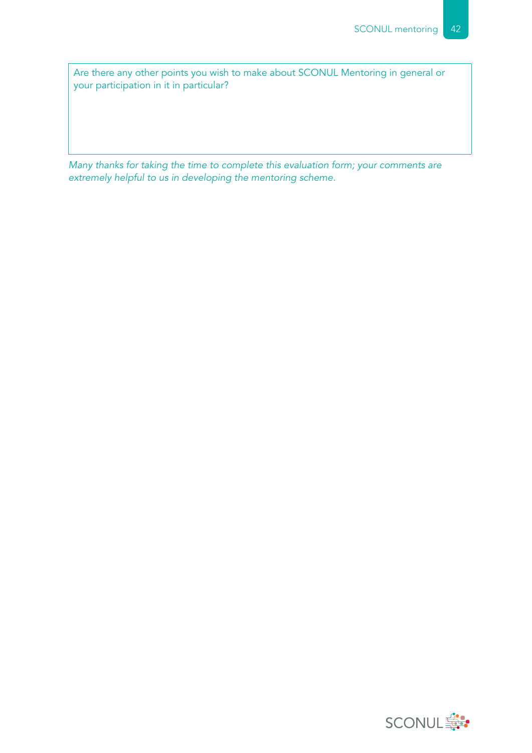| Are there any other points you wish to make about SCONUL Mentoring in general or your participation in it in particular? |
| --- |
| |

*Many thanks for taking the time to complete this evaluation form; your comments are extremely helpful to us in developing the mentoring scheme.*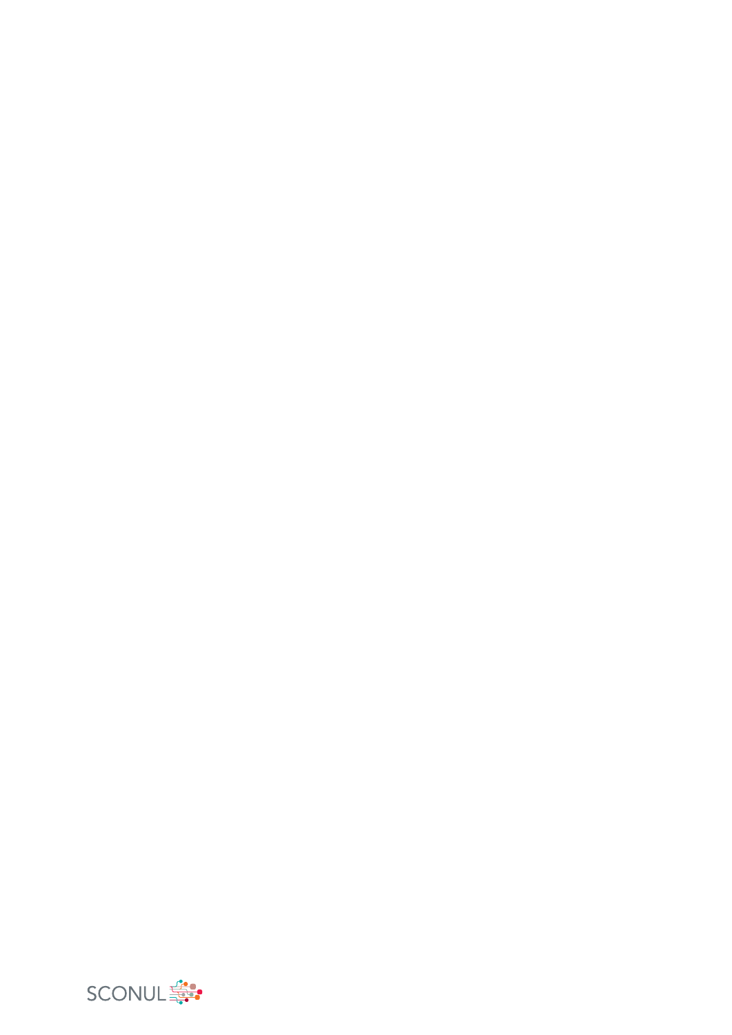SCONUL